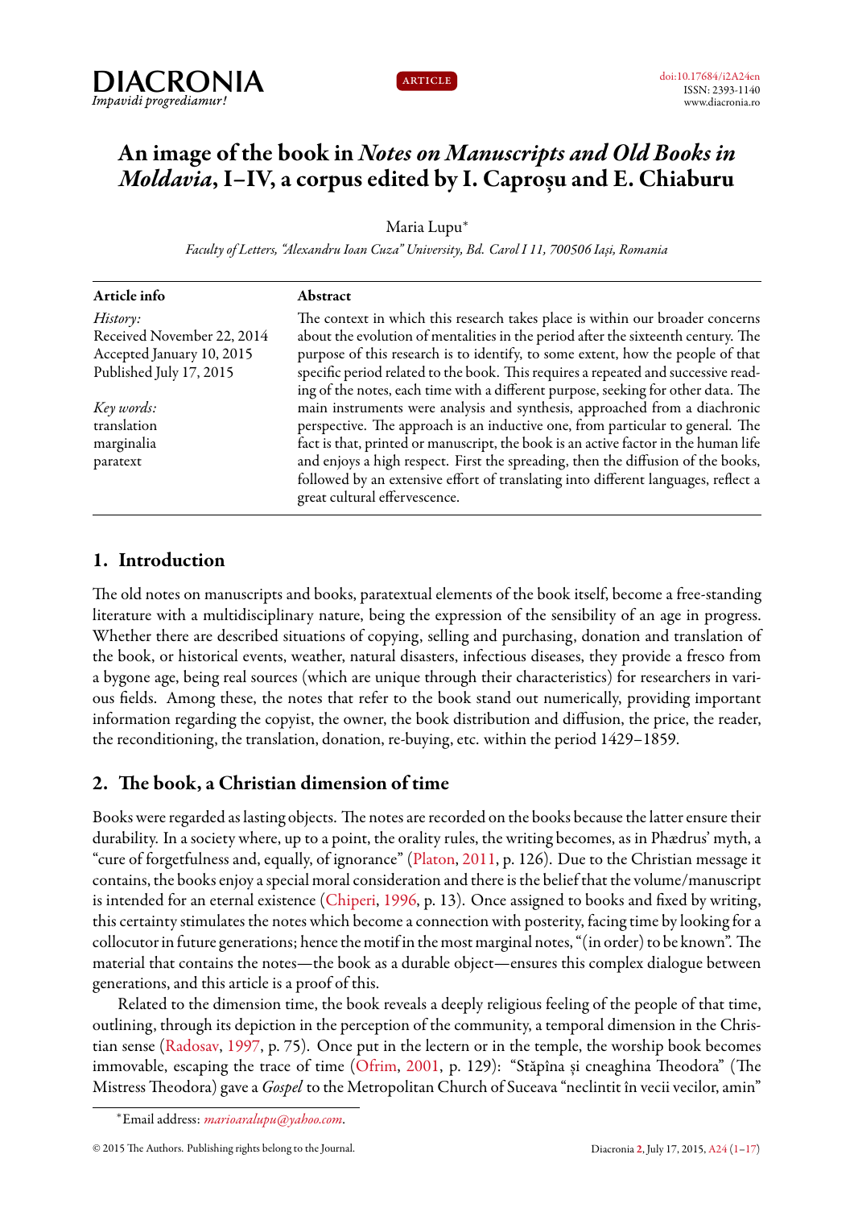DIACRONIA
*Impavidi progrediamur!*

ARTICLE

doi:10.17684/i2A24en
ISSN: 2393-1140
www.diacronia.ro

# An image of the book in *Notes on Manuscripts and Old Books in Moldavia*, I–IV, a corpus edited by I. Caproșu and E. Chiaburu

Maria Lupu*

*Faculty of Letters, "Alexandru Ioan Cuza" University, Bd. Carol I 11, 700506 Iași, Romania*

**Article info**

*History:*
Received November 22, 2014
Accepted January 10, 2015
Published July 17, 2015

*Key words:*
translation
marginalia
paratext

**Abstract**

The context in which this research takes place is within our broader concerns about the evolution of mentalities in the period after the sixteenth century. The purpose of this research is to identify, to some extent, how the people of that specific period related to the book. This requires a repeated and successive reading of the notes, each time with a different purpose, seeking for other data. The main instruments were analysis and synthesis, approached from a diachronic perspective. The approach is an inductive one, from particular to general. The fact is that, printed or manuscript, the book is an active factor in the human life and enjoys a high respect. First the spreading, then the diffusion of the books, followed by an extensive effort of translating into different languages, reflect a great cultural effervescence.

## 1. Introduction

The old notes on manuscripts and books, paratextual elements of the book itself, become a free-standing literature with a multidisciplinary nature, being the expression of the sensibility of an age in progress. Whether there are described situations of copying, selling and purchasing, donation and translation of the book, or historical events, weather, natural disasters, infectious diseases, they provide a fresco from a bygone age, being real sources (which are unique through their characteristics) for researchers in various fields. Among these, the notes that refer to the book stand out numerically, providing important information regarding the copyist, the owner, the book distribution and diffusion, the price, the reader, the reconditioning, the translation, donation, re-buying, etc. within the period 1429–1859.

## 2. The book, a Christian dimension of time

Books were regarded as lasting objects. The notes are recorded on the books because the latter ensure their durability. In a society where, up to a point, the orality rules, the writing becomes, as in Phædrus' myth, a "cure of forgetfulness and, equally, of ignorance" (Platon, 2011, p. 126). Due to the Christian message it contains, the books enjoy a special moral consideration and there is the belief that the volume/manuscript is intended for an eternal existence (Chiperi, 1996, p. 13). Once assigned to books and fixed by writing, this certainty stimulates the notes which become a connection with posterity, facing time by looking for a collocutor in future generations; hence the motif in the most marginal notes, "(in order) to be known". The material that contains the notes—the book as a durable object—ensures this complex dialogue between generations, and this article is a proof of this.

Related to the dimension time, the book reveals a deeply religious feeling of the people of that time, outlining, through its depiction in the perception of the community, a temporal dimension in the Christian sense (Radosav, 1997, p. 75). Once put in the lectern or in the temple, the worship book becomes immovable, escaping the trace of time (Ofrim, 2001, p. 129): "Stăpîna și cneaghina Theodora" (The Mistress Theodora) gave a *Gospel* to the Metropolitan Church of Suceava "neclintit în vecii vecilor, amin"

*Email address: *marioaralupu@yahoo.com*.

© 2015 The Authors. Publishing rights belong to the Journal.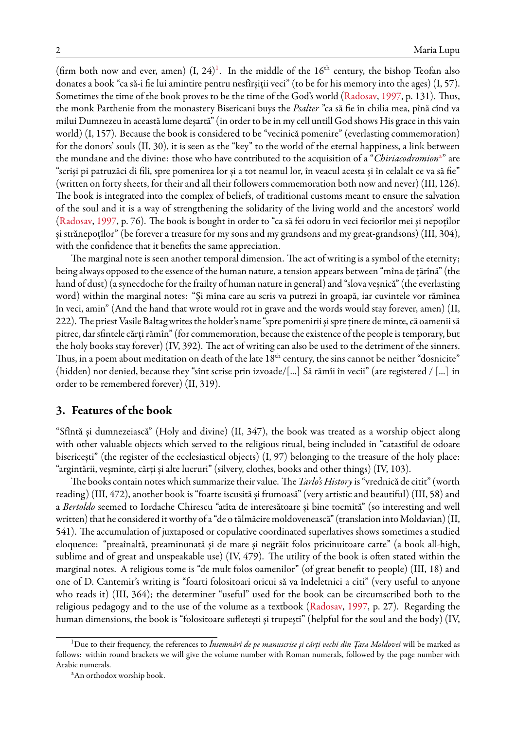(firm both now and ever, amen) (I, 24)[1]. In the middle of the 16th century, the bishop Teofan also donates a book "ca să-i fie lui amintire pentru nesfîrșiții veci" (to be for his memory into the ages) (I, 57). Sometimes the time of the book proves to be the time of the God's world (Radosav, 1997, p. 131). Thus, the monk Parthenie from the monastery Bisericani buys the *Psalter* "ca să fie în chilia mea, pînă cînd va milui Dumnezeu în această lume deșartă" (in order to be in my cell untill God shows His grace in this vain world) (I, 157). Because the book is considered to be "vecinică pomenire" (everlasting commemoration) for the donors' souls (II, 30), it is seen as the "key" to the world of the eternal happiness, a link between the mundane and the divine: those who have contributed to the acquisition of a "*Chiriacodromion*[a]" are "scriși pi patruzăci di fili, spre pomenirea lor și a tot neamul lor, în veacul acesta și în celalalt ce va să fie" (written on forty sheets, for their and all their followers commemoration both now and never) (III, 126). The book is integrated into the complex of beliefs, of traditional customs meant to ensure the salvation of the soul and it is a way of strengthening the solidarity of the living world and the ancestors' world (Radosav, 1997, p. 76). The book is bought in order to "ca să fei odoru în veci feciorilor mei și nepoților și strănepoților" (be forever a treasure for my sons and my grandsons and my great-grandsons) (III, 304), with the confidence that it benefits the same appreciation.

The marginal note is seen another temporal dimension. The act of writing is a symbol of the eternity; being always opposed to the essence of the human nature, a tension appears between "mîna de țărînă" (the hand of dust) (a synecdoche for the frailty of human nature in general) and "slova veșnică" (the everlasting word) within the marginal notes: "Și mîna care au scris va putrezi în groapă, iar cuvintele vor rămînea în veci, amin" (And the hand that wrote would rot in grave and the words would stay forever, amen) (II, 222). The priest Vasile Baltag writes the holder's name "spre pomenirii și spre ținere de minte, că oamenii să pitrec, dar sfintele cărți rămîn" (for commemoration, because the existence of the people is temporary, but the holy books stay forever) (IV, 392). The act of writing can also be used to the detriment of the sinners. Thus, in a poem about meditation on death of the late 18th century, the sins cannot be neither "dosnicite" (hidden) nor denied, because they "sînt scrise prin izvoade/[...] Să rămîi în vecii" (are registered / [...] in order to be remembered forever) (II, 319).

## 3. Features of the book

"Sfîntă și dumnezeiască" (Holy and divine) (II, 347), the book was treated as a worship object along with other valuable objects which served to the religious ritual, being included in "catastiful de odoare bisericești" (the register of the ecclesiastical objects) (I, 97) belonging to the treasure of the holy place: "argintării, veșminte, cărți și alte lucruri" (silvery, clothes, books and other things) (IV, 103).

The books contain notes which summarize their value. The *Tarlo's History* is "vrednică de citit" (worth reading) (III, 472), another book is "foarte iscusită și frumoasă" (very artistic and beautiful) (III, 58) and a *Bertoldo* seemed to Iordache Chirescu "atîta de interesătoare și bine tocmită" (so interesting and well written) that he considered it worthy of a "de o tălmăcire moldovenească" (translation into Moldavian) (II, 541). The accumulation of juxtaposed or copulative coordinated superlatives shows sometimes a studied eloquence: "preaînaltă, preaminunată și de mare și negrăit folos pricinuitoare carte" (a book all-high, sublime and of great and unspeakable use) (IV, 479). The utility of the book is often stated within the marginal notes. A religious tome is "de mult folos oamenilor" (of great benefit to people) (III, 18) and one of D. Cantemir's writing is "foarti folositoari oricui să va îndeletnici a citi" (very useful to anyone who reads it) (III, 364); the determiner "useful" used for the book can be circumscribed both to the religious pedagogy and to the use of the volume as a textbook (Radosav, 1997, p. 27). Regarding the human dimensions, the book is "folositoare sufletești și trupești" (helpful for the soul and the body) (IV,

---

[1] Due to their frequency, the references to *Însemnări de pe manuscrise și cărți vechi din Țara Moldovei* will be marked as follows: within round brackets we will give the volume number with Roman numerals, followed by the page number with Arabic numerals.

[a] An orthodox worship book.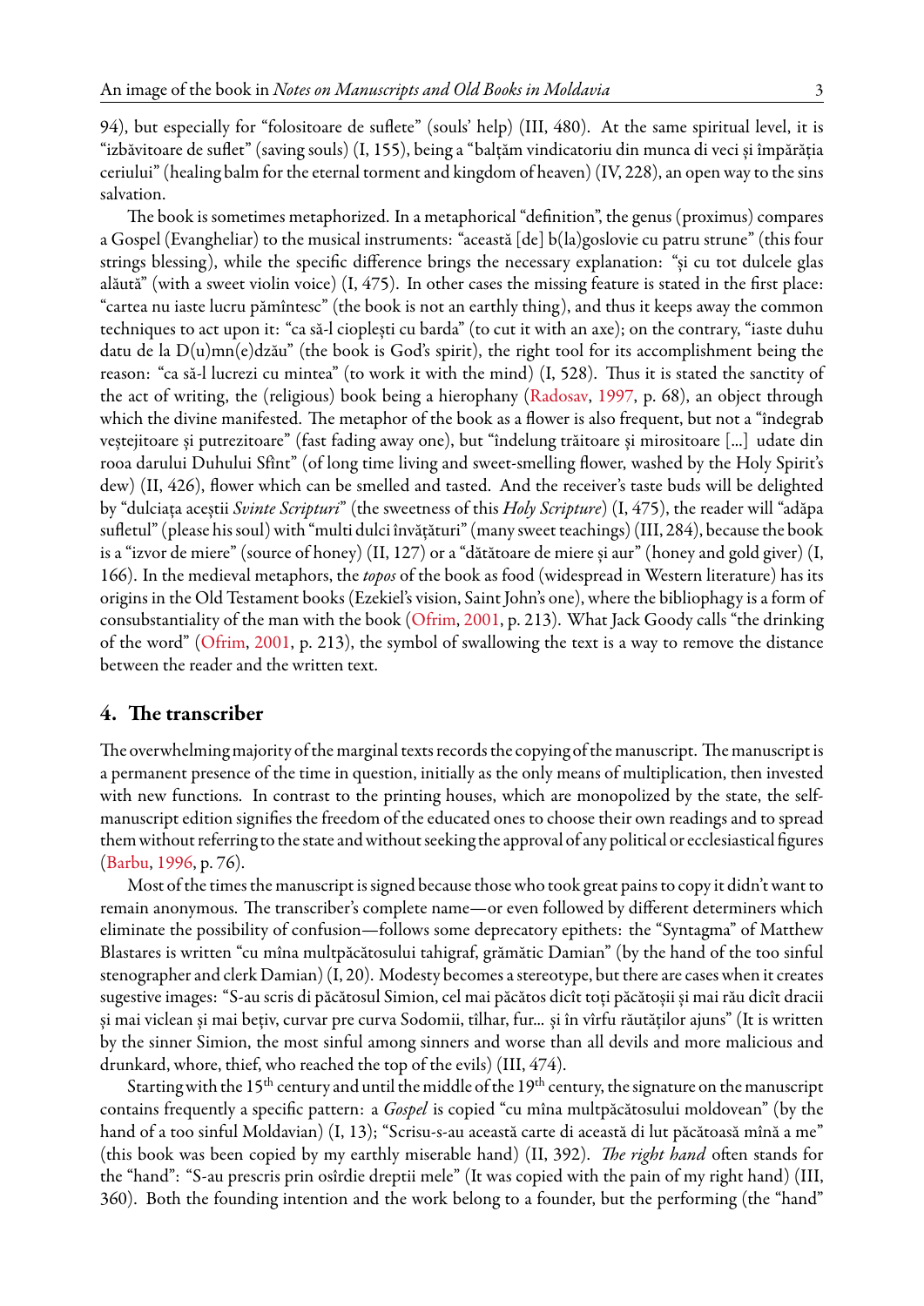94), but especially for "folositoare de suflete" (souls' help) (III, 480). At the same spiritual level, it is "izbăvitoare de suflet" (saving souls) (I, 155), being a "balțăm vindicatoriu din munca di veci și împărăția ceriului" (healing balm for the eternal torment and kingdom of heaven) (IV, 228), an open way to the sins salvation.

The book is sometimes metaphorized. In a metaphorical "definition", the genus (proximus) compares a Gospel (Evangheliar) to the musical instruments: "această [de] b(la)goslovie cu patru strune" (this four strings blessing), while the specific difference brings the necessary explanation: "și cu tot dulcele glas alăută" (with a sweet violin voice) (I, 475). In other cases the missing feature is stated in the first place: "cartea nu iaste lucru pămîntesc" (the book is not an earthly thing), and thus it keeps away the common techniques to act upon it: "ca să-l cioplești cu barda" (to cut it with an axe); on the contrary, "iaste duhu datu de la D(u)mn(e)dzău" (the book is God's spirit), the right tool for its accomplishment being the reason: "ca să-l lucrezi cu mintea" (to work it with the mind) (I, 528). Thus it is stated the sanctity of the act of writing, the (religious) book being a hierophany (Radosav, 1997, p. 68), an object through which the divine manifested. The metaphor of the book as a flower is also frequent, but not a "îndegrab veștejitoare și putrezitoare" (fast fading away one), but "îndelung trăitoare și mirositoare [...] udate din rooa darului Duhului Sfînt" (of long time living and sweet-smelling flower, washed by the Holy Spirit's dew) (II, 426), flower which can be smelled and tasted. And the receiver's taste buds will be delighted by "dulciața aceștii *Svinte Scripturi*" (the sweetness of this *Holy Scripture*) (I, 475), the reader will "adăpa sufletul" (please his soul) with "multi dulci învățături" (many sweet teachings) (III, 284), because the book is a "izvor de miere" (source of honey) (II, 127) or a "dătătoare de miere și aur" (honey and gold giver) (I, 166). In the medieval metaphors, the *topos* of the book as food (widespread in Western literature) has its origins in the Old Testament books (Ezekiel's vision, Saint John's one), where the bibliophagy is a form of consubstantiality of the man with the book (Ofrim, 2001, p. 213). What Jack Goody calls "the drinking of the word" (Ofrim, 2001, p. 213), the symbol of swallowing the text is a way to remove the distance between the reader and the written text.

## 4. The transcriber

The overwhelming majority of the marginal texts records the copying of the manuscript. The manuscript is a permanent presence of the time in question, initially as the only means of multiplication, then invested with new functions. In contrast to the printing houses, which are monopolized by the state, the self-manuscript edition signifies the freedom of the educated ones to choose their own readings and to spread them without referring to the state and without seeking the approval of any political or ecclesiastical figures (Barbu, 1996, p. 76).

Most of the times the manuscript is signed because those who took great pains to copy it didn't want to remain anonymous. The transcriber's complete name—or even followed by different determiners which eliminate the possibility of confusion—follows some deprecatory epithets: the "Syntagma" of Matthew Blastares is written "cu mîna multpăcătosului tahigraf, grămătic Damian" (by the hand of the too sinful stenographer and clerk Damian) (I, 20). Modesty becomes a stereotype, but there are cases when it creates sugestive images: "S-au scris di păcătosul Simion, cel mai păcătos dicît toți păcătoșii și mai rău dicît dracii și mai viclean și mai bețiv, curvar pre curva Sodomii, tîlhar, fur... și în vîrfu răutăților ajuns" (It is written by the sinner Simion, the most sinful among sinners and worse than all devils and more malicious and drunkard, whore, thief, who reached the top of the evils) (III, 474).

Starting with the 15th century and until the middle of the 19th century, the signature on the manuscript contains frequently a specific pattern: a *Gospel* is copied "cu mîna multpăcătosului moldovean" (by the hand of a too sinful Moldavian) (I, 13); "Scrisu-s-au această carte di această di lut păcătoasă mînă a me" (this book was been copied by my earthly miserable hand) (II, 392). *The right hand* often stands for the "hand": "S-au prescris prin osîrdie dreptii mele" (It was copied with the pain of my right hand) (III, 360). Both the founding intention and the work belong to a founder, but the performing (the "hand"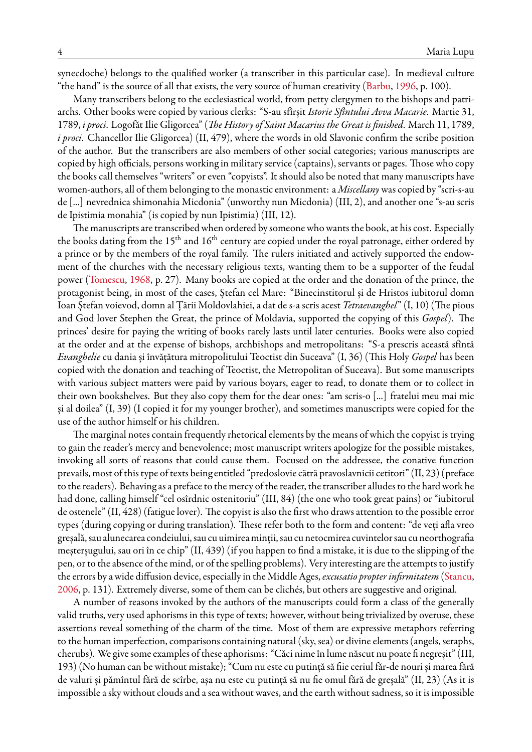synecdoche) belongs to the qualified worker (a transcriber in this particular case). In medieval culture "the hand" is the source of all that exists, the very source of human creativity (Barbu, 1996, p. 100).

Many transcribers belong to the ecclesiastical world, from petty clergymen to the bishops and patriarchs. Other books were copied by various clerks: "S-au sfîrșit *Istorie Sfîntului Avva Macarie*. Martie 31, 1789, *i proci*. Logofăt Ilie Gligorcea" (*The History of Saint Macarius the Great is finished*. March 11, 1789, *i proci*. Chancellor Ilie Gligorcea) (II, 479), where the words in old Slavonic confirm the scribe position of the author. But the transcribers are also members of other social categories; various manuscripts are copied by high officials, persons working in military service (captains), servants or pages. Those who copy the books call themselves "writers" or even "copyists". It should also be noted that many manuscripts have women-authors, all of them belonging to the monastic environment: a *Miscellany* was copied by "scri-s-au de [...] nevrednica shimonahia Micdonia" (unworthy nun Micdonia) (III, 2), and another one "s-au scris de Ipistimia monahia" (is copied by nun Ipistimia) (III, 12).

The manuscripts are transcribed when ordered by someone who wants the book, at his cost. Especially the books dating from the 15th and 16th century are copied under the royal patronage, either ordered by a prince or by the members of the royal family. The rulers initiated and actively supported the endowment of the churches with the necessary religious texts, wanting them to be a supporter of the feudal power (Tomescu, 1968, p. 27). Many books are copied at the order and the donation of the prince, the protagonist being, in most of the cases, Ștefan cel Mare: "Binecinstitorul și de Hristos iubitorul domn Ioan Ștefan voievod, domn al Țării Moldovlahiei, a dat de s-a scris acest *Tetraevanghel*" (I, 10) (The pious and God lover Stephen the Great, the prince of Moldavia, supported the copying of this *Gospel*). The princes' desire for paying the writing of books rarely lasts until later centuries. Books were also copied at the order and at the expense of bishops, archbishops and metropolitans: "S-a prescris această sfîntă *Evanghelie* cu dania și învățătura mitropolitului Teoctist din Suceava" (I, 36) (This Holy *Gospel* has been copied with the donation and teaching of Teoctist, the Metropolitan of Suceava). But some manuscripts with various subject matters were paid by various boyars, eager to read, to donate them or to collect in their own bookshelves. But they also copy them for the dear ones: "am scris-o [...] fratelui meu mai mic și al doilea" (I, 39) (I copied it for my younger brother), and sometimes manuscripts were copied for the use of the author himself or his children.

The marginal notes contain frequently rhetorical elements by the means of which the copyist is trying to gain the reader's mercy and benevolence; most manuscript writers apologize for the possible mistakes, invoking all sorts of reasons that could cause them. Focused on the addressee, the conative function prevails, most of this type of texts being entitled "predoslovie cătră pravoslavnicii cetitori" (II, 23) (preface to the readers). Behaving as a preface to the mercy of the reader, the transcriber alludes to the hard work he had done, calling himself "cel osîrdnic ostenitoriu" (III, 84) (the one who took great pains) or "iubitorul de ostenele" (II, 428) (fatigue lover). The copyist is also the first who draws attention to the possible error types (during copying or during translation). These refer both to the form and content: "de veți afla vreo greșală, sau alunecarea condeiului, sau cu uimirea minții, sau cu netocmirea cuvintelor sau cu neorthografia meșterșugului, sau ori în ce chip" (II, 439) (if you happen to find a mistake, it is due to the slipping of the pen, or to the absence of the mind, or of the spelling problems). Very interesting are the attempts to justify the errors by a wide diffusion device, especially in the Middle Ages, *excusatio propter infirmitatem* (Stancu, 2006, p. 131). Extremely diverse, some of them can be clichés, but others are suggestive and original.

A number of reasons invoked by the authors of the manuscripts could form a class of the generally valid truths, very used aphorisms in this type of texts; however, without being trivialized by overuse, these assertions reveal something of the charm of the time. Most of them are expressive metaphors referring to the human imperfection, comparisons containing natural (sky, sea) or divine elements (angels, seraphs, cherubs). We give some examples of these aphorisms: "Căci nime în lume născut nu poate fi negreșit" (III, 193) (No human can be without mistake); "Cum nu este cu putință să fiie ceriul făr-de nouri și marea fără de valuri și pămîntul fără de scîrbe, așa nu este cu putință să nu fie omul fără de greșală" (II, 23) (As it is impossible a sky without clouds and a sea without waves, and the earth without sadness, so it is impossible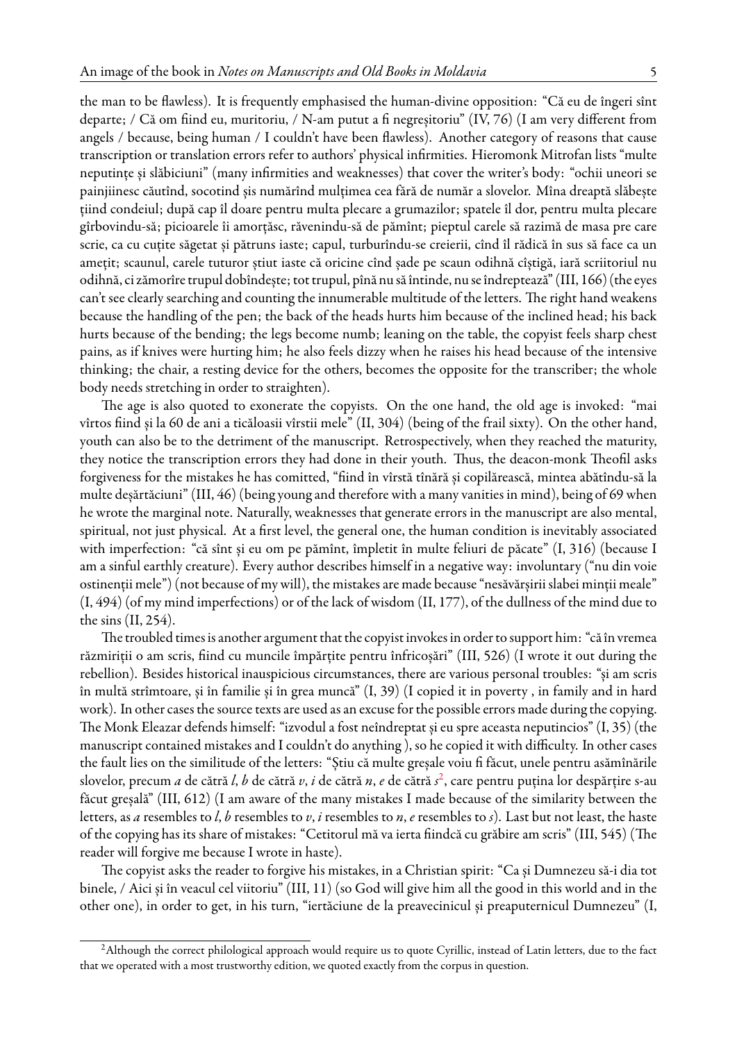the man to be flawless). It is frequently emphasised the human-divine opposition: "Că eu de îngeri sînt departe; / Că om fiind eu, muritoriu, / N-am putut a fi negreșitoriu" (IV, 76) (I am very different from angels / because, being human / I couldn't have been flawless). Another category of reasons that cause transcription or translation errors refer to authors' physical infirmities. Hieromonk Mitrofan lists "multe neputințe și slăbiciuni" (many infirmities and weaknesses) that cover the writer's body: "ochii uneori se painjiinesc căutînd, socotind șis numărînd mulțimea cea fără de număr a slovelor. Mîna dreaptă slăbește țiind condeiul; după cap îl doare pentru multa plecare a grumazilor; spatele îl dor, pentru multa plecare gîrbovindu-să; picioarele îi amorțăsc, răvenindu-să de pămînt; pieptul carele să razimă de masa pre care scrie, ca cu cuțite săgetat și pătruns iaste; capul, turburîndu-se creierii, cînd îl rădică în sus să face ca un amețit; scaunul, carele tuturor știut iaste că oricine cînd șade pe scaun odihnă cîștigă, iară scriitoriul nu odihnă, ci zămorîre trupul dobîndește; tot trupul, pînă nu să întinde, nu se îndreptează" (III, 166) (the eyes can't see clearly searching and counting the innumerable multitude of the letters. The right hand weakens because the handling of the pen; the back of the heads hurts him because of the inclined head; his back hurts because of the bending; the legs become numb; leaning on the table, the copyist feels sharp chest pains, as if knives were hurting him; he also feels dizzy when he raises his head because of the intensive thinking; the chair, a resting device for the others, becomes the opposite for the transcriber; the whole body needs stretching in order to straighten).

The age is also quoted to exonerate the copyists. On the one hand, the old age is invoked: "mai vîrtos fiind și la 60 de ani a ticăloasii vîrstii mele" (II, 304) (being of the frail sixty). On the other hand, youth can also be to the detriment of the manuscript. Retrospectively, when they reached the maturity, they notice the transcription errors they had done in their youth. Thus, the deacon-monk Theofil asks forgiveness for the mistakes he has comitted, "fiind în vîrstă tînără și copilărească, mintea abătîndu-să la multe deșărtăciuni" (III, 46) (being young and therefore with a many vanities in mind), being of 69 when he wrote the marginal note. Naturally, weaknesses that generate errors in the manuscript are also mental, spiritual, not just physical. At a first level, the general one, the human condition is inevitably associated with imperfection: "că sînt și eu om pe pămînt, împletit în multe feliuri de păcate" (I, 316) (because I am a sinful earthly creature). Every author describes himself in a negative way: involuntary ("nu din voie ostinenții mele") (not because of my will), the mistakes are made because "nesăvărșirii slabei minții meale" (I, 494) (of my mind imperfections) or of the lack of wisdom (II, 177), of the dullness of the mind due to the sins (II, 254).

The troubled times is another argument that the copyist invokes in order to support him: "că în vremea răzmiriții o am scris, fiind cu muncile împărțite pentru înfricoșări" (III, 526) (I wrote it out during the rebellion). Besides historical inauspicious circumstances, there are various personal troubles: "și am scris în multă strîmtoare, și în familie și în grea muncă" (I, 39) (I copied it in poverty , in family and in hard work). In other cases the source texts are used as an excuse for the possible errors made during the copying. The Monk Eleazar defends himself: "izvodul a fost neîndreptat și eu spre aceasta neputincios" (I, 35) (the manuscript contained mistakes and I couldn't do anything ), so he copied it with difficulty. In other cases the fault lies on the similitude of the letters: "Știu că multe greșale voiu fi făcut, unele pentru asămînările slovelor, precum *a* de către *l*, *b* de către *v*, *i* de către *n*, *e* de către *s*[2], care pentru puțina lor despărțire s-au făcut greșală" (III, 612) (I am aware of the many mistakes I made because of the similarity between the letters, as *a* resembles to *l*, *b* resembles to *v*, *i* resembles to *n*, *e* resembles to *s*). Last but not least, the haste of the copying has its share of mistakes: "Cetitorul mă va ierta fiindcă cu grăbire am scris" (III, 545) (The reader will forgive me because I wrote in haste).

The copyist asks the reader to forgive his mistakes, in a Christian spirit: "Ca și Dumnezeu să-i dia tot binele, / Aici și în veacul cel viitoriu" (III, 11) (so God will give him all the good in this world and in the other one), in order to get, in his turn, "iertăciune de la preavecinicul și preaputernicul Dumnezeu" (I,

[2] Although the correct philological approach would require us to quote Cyrillic, instead of Latin letters, due to the fact that we operated with a most trustworthy edition, we quoted exactly from the corpus in question.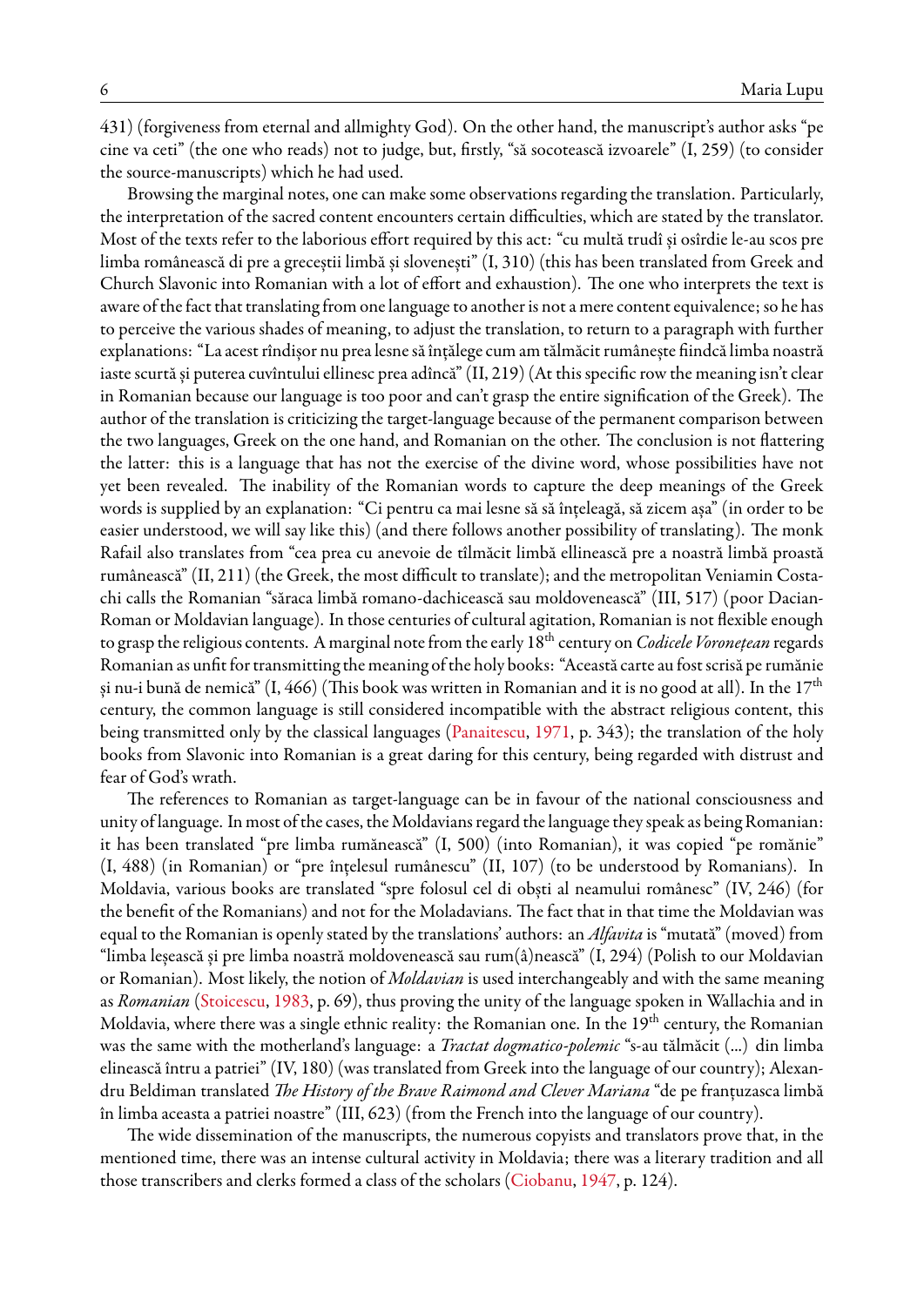431) (forgiveness from eternal and allmighty God). On the other hand, the manuscript's author asks "pe cine va ceti" (the one who reads) not to judge, but, firstly, "să socotească izvoarele" (I, 259) (to consider the source-manuscripts) which he had used.

Browsing the marginal notes, one can make some observations regarding the translation. Particularly, the interpretation of the sacred content encounters certain difficulties, which are stated by the translator. Most of the texts refer to the laborious effort required by this act: "cu multă trudî și osîrdie le-au scos pre limba românească di pre a greceștii limbă și slovenești" (I, 310) (this has been translated from Greek and Church Slavonic into Romanian with a lot of effort and exhaustion). The one who interprets the text is aware of the fact that translating from one language to another is not a mere content equivalence; so he has to perceive the various shades of meaning, to adjust the translation, to return to a paragraph with further explanations: "La acest rîndișor nu prea lesne să înțălege cum am tălmăcit rumânește fiindcă limba noastră iaste scurtă și puterea cuvîntului ellinesc prea adîncă" (II, 219) (At this specific row the meaning isn't clear in Romanian because our language is too poor and can't grasp the entire signification of the Greek). The author of the translation is criticizing the target-language because of the permanent comparison between the two languages, Greek on the one hand, and Romanian on the other. The conclusion is not flattering the latter: this is a language that has not the exercise of the divine word, whose possibilities have not yet been revealed. The inability of the Romanian words to capture the deep meanings of the Greek words is supplied by an explanation: "Ci pentru ca mai lesne să să înțeleagă, să zicem așa" (in order to be easier understood, we will say like this) (and there follows another possibility of translating). The monk Rafail also translates from "cea prea cu anevoie de tîlmăcit limbă ellinească pre a noastră limbă proastă rumânească" (II, 211) (the Greek, the most difficult to translate); and the metropolitan Veniamin Costachi calls the Romanian "săraca limbă romano-dachicească sau moldovenească" (III, 517) (poor Dacian-Roman or Moldavian language). In those centuries of cultural agitation, Romanian is not flexible enough to grasp the religious contents. A marginal note from the early 18th century on *Codicele Voronețean* regards Romanian as unfit for transmitting the meaning of the holy books: "Această carte au fost scrisă pe rumănie și nu-i bună de nemică" (I, 466) (This book was written in Romanian and it is no good at all). In the 17th century, the common language is still considered incompatible with the abstract religious content, this being transmitted only by the classical languages (Panaitescu, 1971, p. 343); the translation of the holy books from Slavonic into Romanian is a great daring for this century, being regarded with distrust and fear of God's wrath.

The references to Romanian as target-language can be in favour of the national consciousness and unity of language. In most of the cases, the Moldavians regard the language they speak as being Romanian: it has been translated "pre limba rumănească" (I, 500) (into Romanian), it was copied "pe romănie" (I, 488) (in Romanian) or "pre înțelesul rumânescu" (II, 107) (to be understood by Romanians). In Moldavia, various books are translated "spre folosul cel di obști al neamului românesc" (IV, 246) (for the benefit of the Romanians) and not for the Moladavians. The fact that in that time the Moldavian was equal to the Romanian is openly stated by the translations' authors: an *Alfavita* is "mutată" (moved) from "limba leșească și pre limba noastră moldovenească sau rum(â)nească" (I, 294) (Polish to our Moldavian or Romanian). Most likely, the notion of *Moldavian* is used interchangeably and with the same meaning as *Romanian* (Stoicescu, 1983, p. 69), thus proving the unity of the language spoken in Wallachia and in Moldavia, where there was a single ethnic reality: the Romanian one. In the 19th century, the Romanian was the same with the motherland's language: a *Tractat dogmatico-polemic* "s-au tălmăcit (...) din limba elinească întru a patriei" (IV, 180) (was translated from Greek into the language of our country); Alexandru Beldiman translated *The History of the Brave Raimond and Clever Mariana* "de pe franțuzasca limbă în limba aceasta a patriei noastre" (III, 623) (from the French into the language of our country).

The wide dissemination of the manuscripts, the numerous copyists and translators prove that, in the mentioned time, there was an intense cultural activity in Moldavia; there was a literary tradition and all those transcribers and clerks formed a class of the scholars (Ciobanu, 1947, p. 124).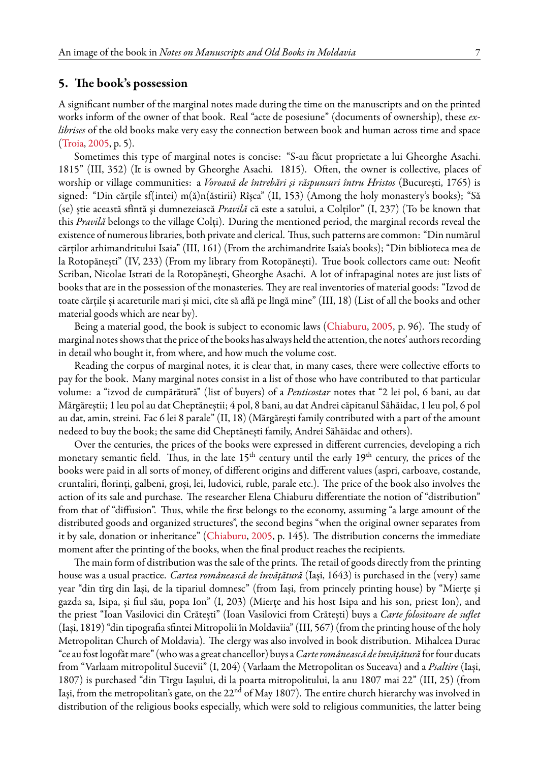## 5. The book's possession

A significant number of the marginal notes made during the time on the manuscripts and on the printed works inform of the owner of that book. Real "acte de posesiune" (documents of ownership), these *ex-librises* of the old books make very easy the connection between book and human across time and space (Troia, 2005, p. 5).

Sometimes this type of marginal notes is concise: "S-au făcut proprietate a lui Gheorghe Asachi. 1815" (III, 352) (It is owned by Gheorghe Asachi. 1815). Often, the owner is collective, places of worship or village communities: a *Voroavă de întrebări și răspunsuri întru Hristos* (București, 1765) is signed: "Din cărțile sf(intei) m(ă)n(ăstirii) Rîșca" (II, 153) (Among the holy monastery's books); "Să (se) știe această sfîntă și dumnezeiască *Pravilă* că este a satului, a Colților" (I, 237) (To be known that this *Pravilă* belongs to the village Colți). During the mentioned period, the marginal records reveal the existence of numerous libraries, both private and clerical. Thus, such patterns are common: "Din numărul cărților arhimandritului Isaia" (III, 161) (From the archimandrite Isaia's books); "Din biblioteca mea de la Rotopănești" (IV, 233) (From my library from Rotopănești). True book collectors came out: Neofit Scriban, Nicolae Istrati de la Rotopănești, Gheorghe Asachi. A lot of infrapaginal notes are just lists of books that are in the possession of the monasteries. They are real inventories of material goods: "Izvod de toate cărțile și acareturile mari și mici, cîte să află pe lîngă mine" (III, 18) (List of all the books and other material goods which are near by).

Being a material good, the book is subject to economic laws (Chiaburu, 2005, p. 96). The study of marginal notes shows that the price of the books has always held the attention, the notes' authors recording in detail who bought it, from where, and how much the volume cost.

Reading the corpus of marginal notes, it is clear that, in many cases, there were collective efforts to pay for the book. Many marginal notes consist in a list of those who have contributed to that particular volume: a "izvod de cumpărătură" (list of buyers) of a *Penticostar* notes that "2 lei pol, 6 bani, au dat Mărgăreștii; 1 leu pol au dat Cheptăneștii; 4 pol, 8 bani, au dat Andrei căpitanul Săhăidac, 1 leu pol, 6 pol au dat, amin, streini. Fac 6 lei 8 parale" (II, 18) (Mărgărești family contributed with a part of the amount nedeed to buy the book; the same did Cheptănești family, Andrei Săhăidac and others).

Over the centuries, the prices of the books were expressed in different currencies, developing a rich monetary semantic field. Thus, in the late 15th century until the early 19th century, the prices of the books were paid in all sorts of money, of different origins and different values (aspri, carboave, costande, cruntaliri, florinți, galbeni, groși, lei, ludovici, ruble, parale etc.). The price of the book also involves the action of its sale and purchase. The researcher Elena Chiaburu differentiate the notion of "distribution" from that of "diffusion". Thus, while the first belongs to the economy, assuming "a large amount of the distributed goods and organized structures", the second begins "when the original owner separates from it by sale, donation or inheritance" (Chiaburu, 2005, p. 145). The distribution concerns the immediate moment after the printing of the books, when the final product reaches the recipients.

The main form of distribution was the sale of the prints. The retail of goods directly from the printing house was a usual practice. *Cartea românească de învățătură* (Iași, 1643) is purchased in the (very) same year "din tîrg din Iași, de la tipariul domnesc" (from Iași, from princely printing house) by "Mierțe și gazda sa, Isipa, și fiul său, popa Ion" (I, 203) (Mierțe and his host Isipa and his son, priest Ion), and the priest "Ioan Vasilovici din Crătești" (Ioan Vasilovici from Crătești) buys a *Carte folositoare de suflet* (Iași, 1819) "din tipografia sfintei Mitropolii în Moldaviia" (III, 567) (from the printing house of the holy Metropolitan Church of Moldavia). The clergy was also involved in book distribution. Mihalcea Durac "ce au fost logofăt mare" (who was a great chancellor) buys a *Carte românească de învățătură* for four ducats from "Varlaam mitropolitul Sucevii" (I, 204) (Varlaam the Metropolitan os Suceava) and a *Psaltire* (Iași, 1807) is purchased "din Tîrgu Iașului, di la poarta mitropolitului, la anu 1807 mai 22" (III, 25) (from Iași, from the metropolitan's gate, on the 22nd of May 1807). The entire church hierarchy was involved in distribution of the religious books especially, which were sold to religious communities, the latter being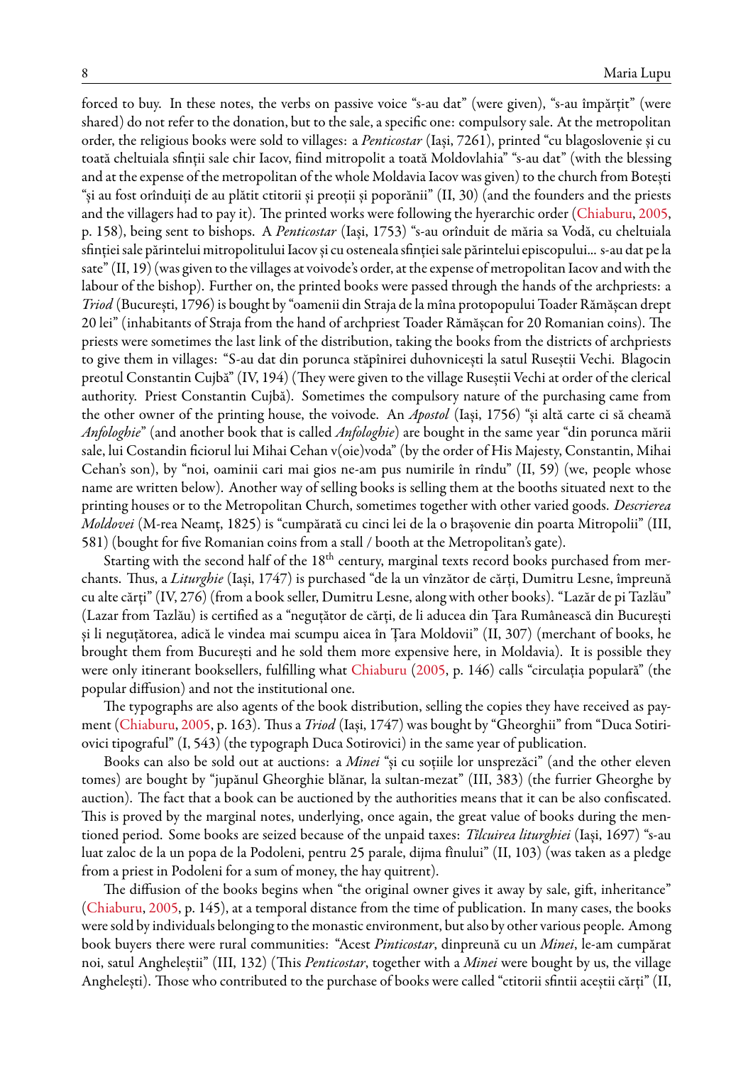forced to buy. In these notes, the verbs on passive voice "s-au dat" (were given), "s-au împărțit" (were shared) do not refer to the donation, but to the sale, a specific one: compulsory sale. At the metropolitan order, the religious books were sold to villages: a *Penticostar* (Iași, 7261), printed "cu blagoslovenie și cu toată cheltuiala sfinții sale chir Iacov, fiind mitropolit a toată Moldovlahia" "s-au dat" (with the blessing and at the expense of the metropolitan of the whole Moldavia Iacov was given) to the church from Botești "și au fost orînduiți de au plătit ctitorii și preoții și poporănii" (II, 30) (and the founders and the priests and the villagers had to pay it). The printed works were following the hyerarchic order (Chiaburu, 2005, p. 158), being sent to bishops. A *Penticostar* (Iași, 1753) "s-au orînduit de măria sa Vodă, cu cheltuiala sfinției sale părintelui mitropolitului Iacov și cu osteneala sfinției sale părintelui episcopului... s-au dat pe la sate" (II, 19) (was given to the villages at voivode's order, at the expense of metropolitan Iacov and with the labour of the bishop). Further on, the printed books were passed through the hands of the archpriests: a *Triod* (București, 1796) is bought by "oamenii din Straja de la mîna protopopului Toader Rămășcan drept 20 lei" (inhabitants of Straja from the hand of archpriest Toader Rămășcan for 20 Romanian coins). The priests were sometimes the last link of the distribution, taking the books from the districts of archpriests to give them in villages: "S-au dat din porunca stăpînirei duhovnicești la satul Ruseștii Vechi. Blagocin preotul Constantin Cujbă" (IV, 194) (They were given to the village Ruseștii Vechi at order of the clerical authority. Priest Constantin Cujbă). Sometimes the compulsory nature of the purchasing came from the other owner of the printing house, the voivode. An *Apostol* (Iași, 1756) "și altă carte ci să cheamă *Anfologhie*" (and another book that is called *Anfologhie*) are bought in the same year "din porunca mării sale, lui Costandin ficiorul lui Mihai Cehan v(oie)voda" (by the order of His Majesty, Constantin, Mihai Cehan's son), by "noi, oaminii cari mai gios ne-am pus numirile în rîndu" (II, 59) (we, people whose name are written below). Another way of selling books is selling them at the booths situated next to the printing houses or to the Metropolitan Church, sometimes together with other varied goods. *Descrierea Moldovei* (M-rea Neamț, 1825) is "cumpărată cu cinci lei de la o brașovenie din poarta Mitropolii" (III, 581) (bought for five Romanian coins from a stall / booth at the Metropolitan's gate).

Starting with the second half of the 18th century, marginal texts record books purchased from merchants. Thus, a *Liturghie* (Iași, 1747) is purchased "de la un vînzător de cărți, Dumitru Lesne, împreună cu alte cărți" (IV, 276) (from a book seller, Dumitru Lesne, along with other books). "Lazăr de pi Tazlău" (Lazar from Tazlău) is certified as a "neguțător de cărți, de li aducea din Țara Rumânească din București și li neguțătorea, adică le vindea mai scumpu aicea în Țara Moldovii" (II, 307) (merchant of books, he brought them from București and he sold them more expensive here, in Moldavia). It is possible they were only itinerant booksellers, fulfilling what Chiaburu (2005, p. 146) calls "circulația populară" (the popular diffusion) and not the institutional one.

The typographs are also agents of the book distribution, selling the copies they have received as payment (Chiaburu, 2005, p. 163). Thus a *Triod* (Iași, 1747) was bought by "Gheorghii" from "Duca Sotiriovici tipograful" (I, 543) (the typograph Duca Sotirovici) in the same year of publication.

Books can also be sold out at auctions: a *Minei* "și cu soțiile lor unsprezăci" (and the other eleven tomes) are bought by "jupănul Gheorghie blănar, la sultan-mezat" (III, 383) (the furrier Gheorghe by auction). The fact that a book can be auctioned by the authorities means that it can be also confiscated. This is proved by the marginal notes, underlying, once again, the great value of books during the mentioned period. Some books are seized because of the unpaid taxes: *Tîlcuirea liturghiei* (Iași, 1697) "s-au luat zaloc de la un popa de la Podoleni, pentru 25 parale, dijma fînului" (II, 103) (was taken as a pledge from a priest in Podoleni for a sum of money, the hay quitrent).

The diffusion of the books begins when "the original owner gives it away by sale, gift, inheritance" (Chiaburu, 2005, p. 145), at a temporal distance from the time of publication. In many cases, the books were sold by individuals belonging to the monastic environment, but also by other various people. Among book buyers there were rural communities: "Acest *Pinticostar*, dinpreună cu un *Minei*, le-am cumpărat noi, satul Angheleștii" (III, 132) (This *Penticostar*, together with a *Minei* were bought by us, the village Anghelești). Those who contributed to the purchase of books were called "ctitorii sfintii aceștii cărți" (II,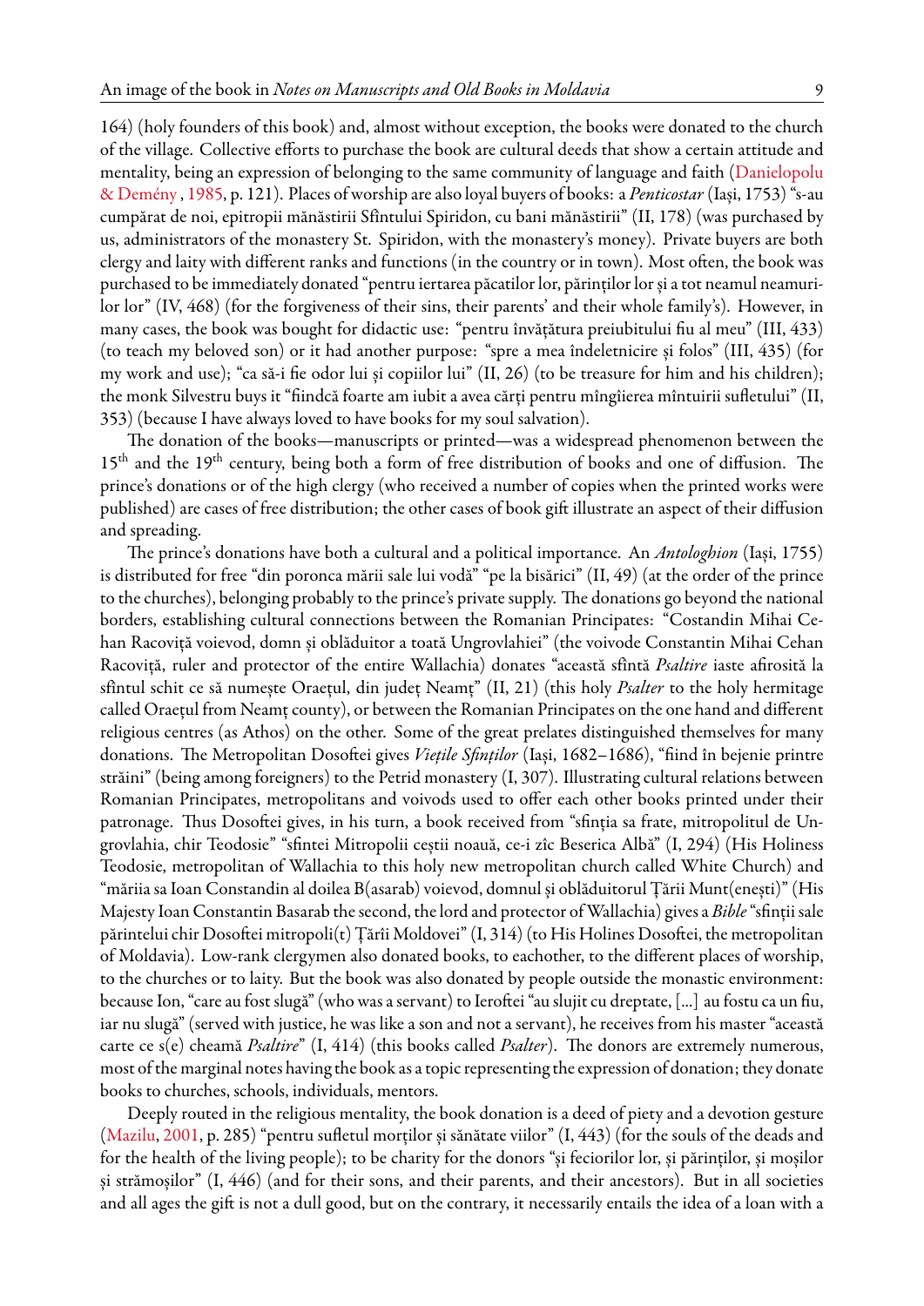164) (holy founders of this book) and, almost without exception, the books were donated to the church of the village. Collective efforts to purchase the book are cultural deeds that show a certain attitude and mentality, being an expression of belonging to the same community of language and faith (Danielopolu & Demény , 1985, p. 121). Places of worship are also loyal buyers of books: a *Penticostar* (Iași, 1753) "s-au cumpărat de noi, epitropii mănăstirii Sfîntului Spiridon, cu bani mănăstirii" (II, 178) (was purchased by us, administrators of the monastery St. Spiridon, with the monastery's money). Private buyers are both clergy and laity with different ranks and functions (in the country or in town). Most often, the book was purchased to be immediately donated "pentru iertarea păcatilor lor, părinților lor și a tot neamul neamurilor lor" (IV, 468) (for the forgiveness of their sins, their parents' and their whole family's). However, in many cases, the book was bought for didactic use: "pentru învățătura preiubitului fiu al meu" (III, 433) (to teach my beloved son) or it had another purpose: "spre a mea îndeletnicire și folos" (III, 435) (for my work and use); "ca să-i fie odor lui și copiilor lui" (II, 26) (to be treasure for him and his children); the monk Silvestru buys it "fiindcă foarte am iubit a avea cărți pentru mîngîierea mîntuirii sufletului" (II, 353) (because I have always loved to have books for my soul salvation).

The donation of the books—manuscripts or printed—was a widespread phenomenon between the 15th and the 19th century, being both a form of free distribution of books and one of diffusion. The prince's donations or of the high clergy (who received a number of copies when the printed works were published) are cases of free distribution; the other cases of book gift illustrate an aspect of their diffusion and spreading.

The prince's donations have both a cultural and a political importance. An *Antologhion* (Iași, 1755) is distributed for free "din poronca mării sale lui vodă" "pe la bisărici" (II, 49) (at the order of the prince to the churches), belonging probably to the prince's private supply. The donations go beyond the national borders, establishing cultural connections between the Romanian Principates: "Costandin Mihai Cehan Racoviță voievod, domn și oblăduitor a toată Ungrovlahiei" (the voivode Constantin Mihai Cehan Racoviță, ruler and protector of the entire Wallachia) donates "această sfîntă *Psaltire* iaste afirosită la sfîntul schit ce să numește Oraețul, din județ Neamț" (II, 21) (this holy *Psalter* to the holy hermitage called Oraețul from Neamț county), or between the Romanian Principates on the one hand and different religious centres (as Athos) on the other. Some of the great prelates distinguished themselves for many donations. The Metropolitan Dosoftei gives *Viețile Sfinților* (Iași, 1682–1686), "fiind în bejenie printre străini" (being among foreigners) to the Petrid monastery (I, 307). Illustrating cultural relations between Romanian Principates, metropolitans and voivods used to offer each other books printed under their patronage. Thus Dosoftei gives, in his turn, a book received from "sfinția sa frate, mitropolitul de Ungrovlahia, chir Teodosie" "sfintei Mitropolii ceștii noauă, ce-i zîc Beserica Albă" (I, 294) (His Holiness Teodosie, metropolitan of Wallachia to this holy new metropolitan church called White Church) and "măriia sa Ioan Constandin al doilea B(asarab) voievod, domnul și oblăduitorul Țării Munt(enești)" (His Majesty Ioan Constantin Basarab the second, the lord and protector of Wallachia) gives a *Bible* "sfinții sale părintelui chir Dosoftei mitropoli(t) Țărîi Moldovei" (I, 314) (to His Holines Dosoftei, the metropolitan of Moldavia). Low-rank clergymen also donated books, to eachother, to the different places of worship, to the churches or to laity. But the book was also donated by people outside the monastic environment: because Ion, "care au fost slugă" (who was a servant) to Ieroftei "au slujit cu dreptate, [...] au fostu ca un fiu, iar nu slugă" (served with justice, he was like a son and not a servant), he receives from his master "această carte ce s(e) cheamă *Psaltire*" (I, 414) (this books called *Psalter*). The donors are extremely numerous, most of the marginal notes having the book as a topic representing the expression of donation; they donate books to churches, schools, individuals, mentors.

Deeply routed in the religious mentality, the book donation is a deed of piety and a devotion gesture (Mazilu, 2001, p. 285) "pentru sufletul morților și sănătate viilor" (I, 443) (for the souls of the deads and for the health of the living people); to be charity for the donors "și feciorilor lor, și părinților, și moșilor și strămoșilor" (I, 446) (and for their sons, and their parents, and their ancestors). But in all societies and all ages the gift is not a dull good, but on the contrary, it necessarily entails the idea of a loan with a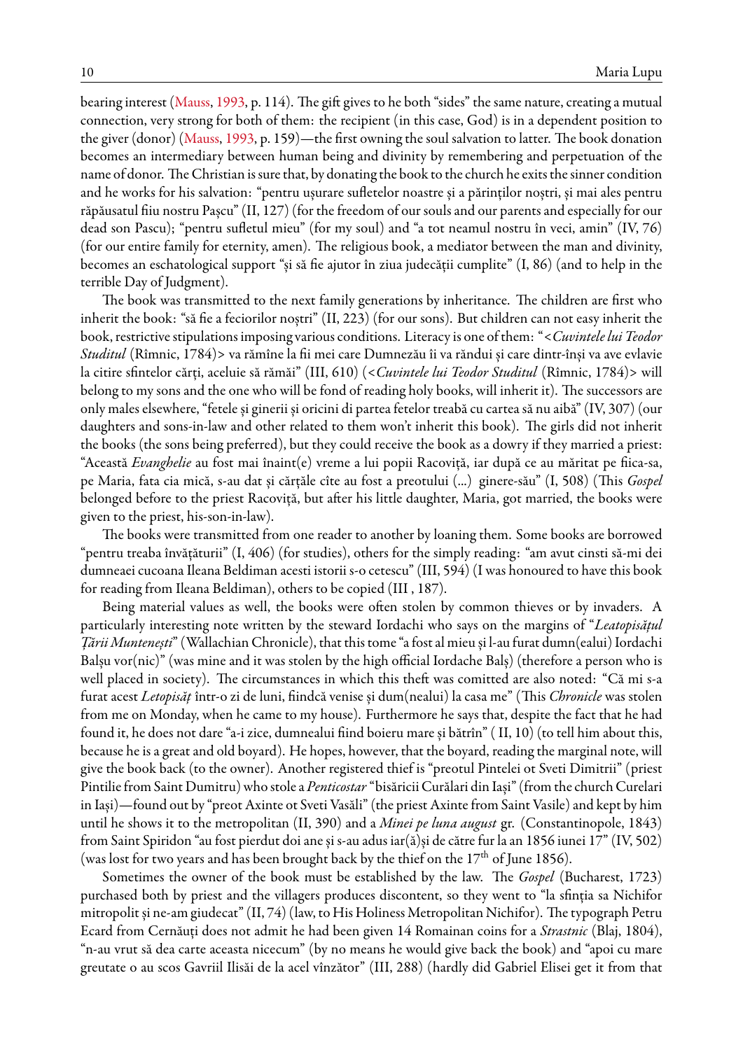bearing interest (Mauss, 1993, p. 114). The gift gives to he both "sides" the same nature, creating a mutual connection, very strong for both of them: the recipient (in this case, God) is in a dependent position to the giver (donor) (Mauss, 1993, p. 159)—the first owning the soul salvation to latter. The book donation becomes an intermediary between human being and divinity by remembering and perpetuation of the name of donor. The Christian is sure that, by donating the book to the church he exits the sinner condition and he works for his salvation: "pentru ușurare sufletelor noastre și a părinților noștri, și mai ales pentru răpăusatul fiiu nostru Pașcu" (II, 127) (for the freedom of our souls and our parents and especially for our dead son Pascu); "pentru sufletul mieu" (for my soul) and "a tot neamul nostru în veci, amin" (IV, 76) (for our entire family for eternity, amen). The religious book, a mediator between the man and divinity, becomes an eschatological support "și să fie ajutor în ziua judecății cumplite" (I, 86) (and to help in the terrible Day of Judgment).

The book was transmitted to the next family generations by inheritance. The children are first who inherit the book: "să fie a feciorilor noștri" (II, 223) (for our sons). But children can not easy inherit the book, restrictive stipulations imposing various conditions. Literacy is one of them: "<*Cuvintele lui Teodor Studitul* (Rîmnic, 1784)> va rămîne la fii mei care Dumnezău îi va rîndui și care dintr-înșii va ave evlavie la citire sfintelor cărți, aceluie să rămăi" (III, 610) (<*Cuvintele lui Teodor Studitul* (Rîmnic, 1784)> will belong to my sons and the one who will be fond of reading holy books, will inherit it). The successors are only males elsewhere, "fetele și ginerii și oricini di partea fetelor treabă cu cartea să nu aibă" (IV, 307) (our daughters and sons-in-law and other related to them won't inherit this book). The girls did not inherit the books (the sons being preferred), but they could receive the book as a dowry if they married a priest: "Această *Evanghelie* au fost mai înaint(e) vreme a lui popii Racoviță, iar după ce au măritat pe fiica-sa, pe Maria, fata cia mică, s-au dat și cărțăle cîte au fost a preotului (...) ginere-său" (I, 508) (This *Gospel* belonged before to the priest Racoviță, but after his little daughter, Maria, got married, the books were given to the priest, his-son-in-law).

The books were transmitted from one reader to another by loaning them. Some books are borrowed "pentru treaba învățăturii" (I, 406) (for studies), others for the simply reading: "am avut cinsti să-mi dei dumneaei cucoana Ileana Beldiman acesti istorii s-o cetescu" (III, 594) (I was honoured to have this book for reading from Ileana Beldiman), others to be copied (III , 187).

Being material values as well, the books were often stolen by common thieves or by invaders. A particularly interesting note written by the steward Iordachi who says on the margins of "*Leatopisățul Țării Muntenești*" (Wallachian Chronicle), that this tome "a fost al mieu și l-au furat dumn(ealui) Iordachi Balșu vor(nic)" (was mine and it was stolen by the high official Iordache Balș) (therefore a person who is well placed in society). The circumstances in which this theft was comitted are also noted: "Că mi s-a furat acest *Letopisăț* într-o zi de luni, fiindcă venise și dum(nealui) la casa me" (This *Chronicle* was stolen from me on Monday, when he came to my house). Furthermore he says that, despite the fact that he had found it, he does not dare "a-i zice, dumnealui fiind boieru mare și bătrîn" ( II, 10) (to tell him about this, because he is a great and old boyard). He hopes, however, that the boyard, reading the marginal note, will give the book back (to the owner). Another registered thief is "preotul Pintelei ot Sveti Dimitrii" (priest Pintilie from Saint Dumitru) who stole a *Penticostar* "bisăricii Curălari din Iași" (from the church Curelari in Iași)—found out by "preot Axinte ot Sveti Vasăli" (the priest Axinte from Saint Vasile) and kept by him until he shows it to the metropolitan (II, 390) and a *Minei pe luna august* gr. (Constantinopole, 1843) from Saint Spiridon "au fost pierdut doi ane și s-au adus iar(ă)și de către fur la an 1856 iunei 17" (IV, 502) (was lost for two years and has been brought back by the thief on the 17[th] of June 1856).

Sometimes the owner of the book must be established by the law. The *Gospel* (Bucharest, 1723) purchased both by priest and the villagers produces discontent, so they went to "la sfinția sa Nichifor mitropolit și ne-am giudecat" (II, 74) (law, to His Holiness Metropolitan Nichifor). The typograph Petru Ecard from Cernăuți does not admit he had been given 14 Romainan coins for a *Strastnic* (Blaj, 1804), "n-au vrut să dea carte aceasta nicecum" (by no means he would give back the book) and "apoi cu mare greutate o au scos Gavriil Ilisăi de la acel vînzător" (III, 288) (hardly did Gabriel Elisei get it from that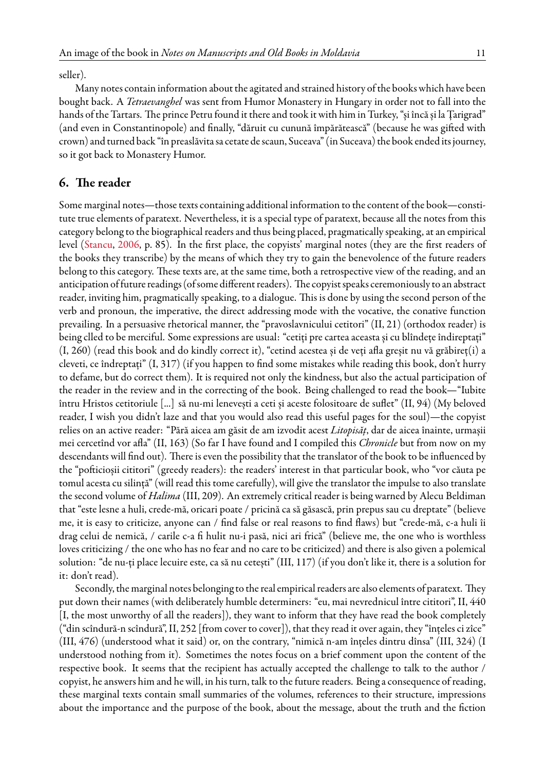seller).

Many notes contain information about the agitated and strained history of the books which have been bought back. A *Tetraevanghel* was sent from Humor Monastery in Hungary in order not to fall into the hands of the Tartars. The prince Petru found it there and took it with him in Turkey, "și încă și la Țarigrad" (and even in Constantinopole) and finally, "dăruit cu cunună împărătească" (because he was gifted with crown) and turned back "în preaslăvita sa cetate de scaun, Suceava" (in Suceava) the book ended its journey, so it got back to Monastery Humor.

## 6. The reader

Some marginal notes—those texts containing additional information to the content of the book—constitute true elements of paratext. Nevertheless, it is a special type of paratext, because all the notes from this category belong to the biographical readers and thus being placed, pragmatically speaking, at an empirical level (Stancu, 2006, p. 85). In the first place, the copyists' marginal notes (they are the first readers of the books they transcribe) by the means of which they try to gain the benevolence of the future readers belong to this category. These texts are, at the same time, both a retrospective view of the reading, and an anticipation of future readings (of some different readers). The copyist speaks ceremoniously to an abstract reader, inviting him, pragmatically speaking, to a dialogue. This is done by using the second person of the verb and pronoun, the imperative, the direct addressing mode with the vocative, the conative function prevailing. In a persuasive rhetorical manner, the "pravoslavnicului cetitori" (II, 21) (orthodox reader) is being clled to be merciful. Some expressions are usual: "cetiți pre cartea aceasta și cu blîndețe îndireptați" (I, 260) (read this book and do kindly correct it), "cetind acestea și de veți afla greșit nu vă grăbireț(i) a cleveti, ce îndreptați" (I, 317) (if you happen to find some mistakes while reading this book, don't hurry to defame, but do correct them). It is required not only the kindness, but also the actual participation of the reader in the review and in the correcting of the book. Being challenged to read the book—"Iubite întru Hristos cetitoriule [...] să nu-mi lenevești a ceti și aceste folositoare de suflet" (II, 94) (My beloved reader, I wish you didn't laze and that you would also read this useful pages for the soul)—the copyist relies on an active reader: "Pără aicea am găsit de am izvodit acest *Litopisăț*, dar de aicea înainte, urmașii mei cercetînd vor afla" (II, 163) (So far I have found and I compiled this *Chronicle* but from now on my descendants will find out). There is even the possibility that the translator of the book to be influenced by the "pofticioșii cititori" (greedy readers): the readers' interest in that particular book, who "vor căuta pe tomul acesta cu silință" (will read this tome carefully), will give the translator the impulse to also translate the second volume of *Halima* (III, 209). An extremely critical reader is being warned by Alecu Beldiman that "este lesne a huli, crede-mă, oricari poate / pricină ca să găsască, prin prepus sau cu dreptate" (believe me, it is easy to criticize, anyone can / find false or real reasons to find flaws) but "crede-mă, c-a huli îi drag celui de nemică, / carile c-a fi hulit nu-i pasă, nici ari frică" (believe me, the one who is worthless loves criticizing / the one who has no fear and no care to be criticized) and there is also given a polemical solution: "de nu-ți place lecuire este, ca să nu cetești" (III, 117) (if you don't like it, there is a solution for it: don't read).

Secondly, the marginal notes belonging to the real empirical readers are also elements of paratext. They put down their names (with deliberately humble determiners: "eu, mai nevrednicul între cititori", II, 440 [I, the most unworthy of all the readers]), they want to inform that they have read the book completely ("din scîndură-n scîndură", II, 252 [from cover to cover]), that they read it over again, they "înțeles ci zîce" (III, 476) (understood what it said) or, on the contrary, "nimică n-am înțeles dintru dînsa" (III, 324) (I understood nothing from it). Sometimes the notes focus on a brief comment upon the content of the respective book. It seems that the recipient has actually accepted the challenge to talk to the author / copyist, he answers him and he will, in his turn, talk to the future readers. Being a consequence of reading, these marginal texts contain small summaries of the volumes, references to their structure, impressions about the importance and the purpose of the book, about the message, about the truth and the fiction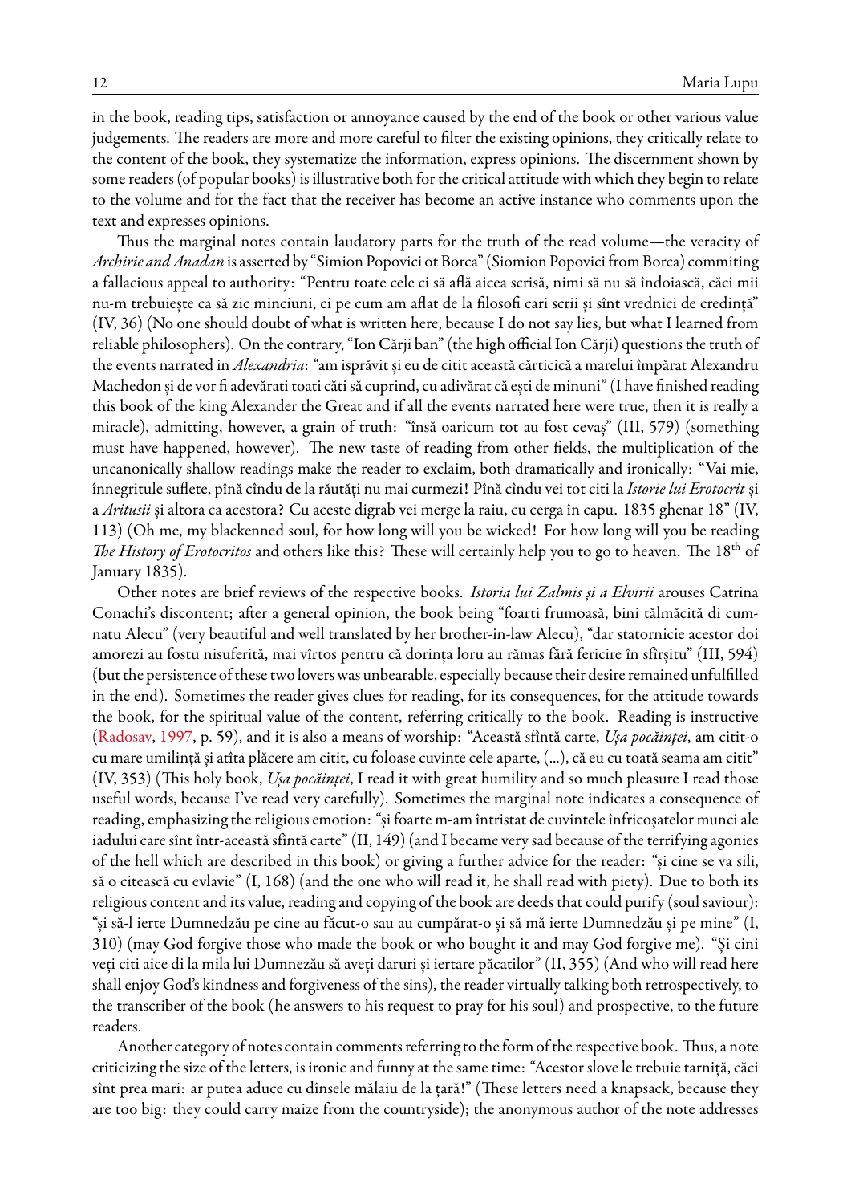in the book, reading tips, satisfaction or annoyance caused by the end of the book or other various value judgements. The readers are more and more careful to filter the existing opinions, they critically relate to the content of the book, they systematize the information, express opinions. The discernment shown by some readers (of popular books) is illustrative both for the critical attitude with which they begin to relate to the volume and for the fact that the receiver has become an active instance who comments upon the text and expresses opinions.

Thus the marginal notes contain laudatory parts for the truth of the read volume—the veracity of *Archirie and Anadan* is asserted by "Simion Popovici ot Borca" (Siomion Popovici from Borca) commiting a fallacious appeal to authority: "Pentru toate cele ci să află aicea scrisă, nimi să nu să îndoiască, căci mii nu-m trebuiește ca să zic minciuni, ci pe cum am aflat de la filosofi cari scrii și sînt vrednici de credință" (IV, 36) (No one should doubt of what is written here, because I do not say lies, but what I learned from reliable philosophers). On the contrary, "Ion Cărji ban" (the high official Ion Cărji) questions the truth of the events narrated in *Alexandria*: "am isprăvit și eu de citit această cărticică a marelui împărat Alexandru Machedon și de vor fi adevărati toati căti să cuprind, cu adivărat că ești de minuni" (I have finished reading this book of the king Alexander the Great and if all the events narrated here were true, then it is really a miracle), admitting, however, a grain of truth: "însă oaricum tot au fost cevaș" (III, 579) (something must have happened, however). The new taste of reading from other fields, the multiplication of the uncanonically shallow readings make the reader to exclaim, both dramatically and ironically: "Vai mie, înnegritule suflete, pînă cîndu de la răutăți nu mai curmezi! Pînă cîndu vei tot citi la *Istorie lui Erotocrit* și a *Aritusii* și altora ca acestora? Cu aceste digrab vei merge la raiu, cu cerga în capu. 1835 ghenar 18" (IV, 113) (Oh me, my blackenned soul, for how long will you be wicked! For how long will you be reading *The History of Erotocritos* and others like this? These will certainly help you to go to heaven. The 18th of January 1835).

Other notes are brief reviews of the respective books. *Istoria lui Zalmis și a Elvirii* arouses Catrina Conachi's discontent; after a general opinion, the book being "foarti frumoasă, bini tălmăcită di cumnatu Alecu" (very beautiful and well translated by her brother-in-law Alecu), "dar statornicie acestor doi amorezi au fostu nisuferită, mai vîrtos pentru că dorința loru au rămas fără fericire în sfîrșitu" (III, 594) (but the persistence of these two lovers was unbearable, especially because their desire remained unfulfilled in the end). Sometimes the reader gives clues for reading, for its consequences, for the attitude towards the book, for the spiritual value of the content, referring critically to the book. Reading is instructive (Radosav, 1997, p. 59), and it is also a means of worship: "Această sfîntă carte, *Ușa pocăinței*, am citit-o cu mare umilință și atîta plăcere am citit, cu foloase cuvinte cele aparte, (...), că eu cu toată seama am citit" (IV, 353) (This holy book, *Ușa pocăinței*, I read it with great humility and so much pleasure I read those useful words, because I've read very carefully). Sometimes the marginal note indicates a consequence of reading, emphasizing the religious emotion: "și foarte m-am întristat de cuvintele înfricoșatelor munci ale iadului care sînt într-această sfîntă carte" (II, 149) (and I became very sad because of the terrifying agonies of the hell which are described in this book) or giving a further advice for the reader: "și cine se va sili, să o citească cu evlavie" (I, 168) (and the one who will read it, he shall read with piety). Due to both its religious content and its value, reading and copying of the book are deeds that could purify (soul saviour): "și să-l ierte Dumnedzău pe cine au făcut-o sau au cumpărat-o și să mă ierte Dumnedzău și pe mine" (I, 310) (may God forgive those who made the book or who bought it and may God forgive me). "Și cini veți citi aice di la mila lui Dumnezău să aveți daruri și iertare păcatilor" (II, 355) (And who will read here shall enjoy God's kindness and forgiveness of the sins), the reader virtually talking both retrospectively, to the transcriber of the book (he answers to his request to pray for his soul) and prospective, to the future readers.

Another category of notes contain comments referring to the form of the respective book. Thus, a note criticizing the size of the letters, is ironic and funny at the same time: "Acestor slove le trebuie tarniță, căci sînt prea mari: ar putea aduce cu dînsele mălaiu de la țară!" (These letters need a knapsack, because they are too big: they could carry maize from the countryside); the anonymous author of the note addresses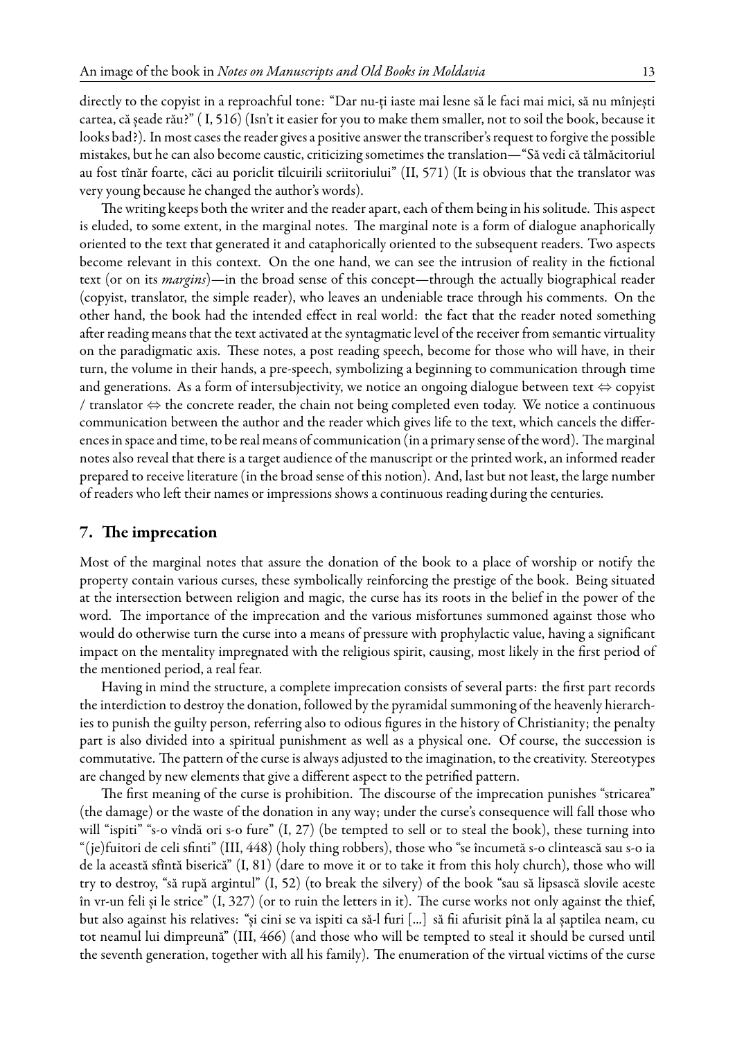directly to the copyist in a reproachful tone: "Dar nu-ți iaste mai lesne să le faci mai mici, să nu mînjești cartea, că șeade rău?" ( I, 516) (Isn't it easier for you to make them smaller, not to soil the book, because it looks bad?). In most cases the reader gives a positive answer the transcriber's request to forgive the possible mistakes, but he can also become caustic, criticizing sometimes the translation—"Să vedi că tălmăcitoriul au fost tînăr foarte, căci au poriclit tîlcuirili scriitoriului" (II, 571) (It is obvious that the translator was very young because he changed the author's words).

The writing keeps both the writer and the reader apart, each of them being in his solitude. This aspect is eluded, to some extent, in the marginal notes. The marginal note is a form of dialogue anaphorically oriented to the text that generated it and cataphorically oriented to the subsequent readers. Two aspects become relevant in this context. On the one hand, we can see the intrusion of reality in the fictional text (or on its *margins*)—in the broad sense of this concept—through the actually biographical reader (copyist, translator, the simple reader), who leaves an undeniable trace through his comments. On the other hand, the book had the intended effect in real world: the fact that the reader noted something after reading means that the text activated at the syntagmatic level of the receiver from semantic virtuality on the paradigmatic axis. These notes, a post reading speech, become for those who will have, in their turn, the volume in their hands, a pre-speech, symbolizing a beginning to communication through time and generations. As a form of intersubjectivity, we notice an ongoing dialogue between text ⇔ copyist / translator ⇔ the concrete reader, the chain not being completed even today. We notice a continuous communication between the author and the reader which gives life to the text, which cancels the differences in space and time, to be real means of communication (in a primary sense of the word). The marginal notes also reveal that there is a target audience of the manuscript or the printed work, an informed reader prepared to receive literature (in the broad sense of this notion). And, last but not least, the large number of readers who left their names or impressions shows a continuous reading during the centuries.

## 7. The imprecation

Most of the marginal notes that assure the donation of the book to a place of worship or notify the property contain various curses, these symbolically reinforcing the prestige of the book. Being situated at the intersection between religion and magic, the curse has its roots in the belief in the power of the word. The importance of the imprecation and the various misfortunes summoned against those who would do otherwise turn the curse into a means of pressure with prophylactic value, having a significant impact on the mentality impregnated with the religious spirit, causing, most likely in the first period of the mentioned period, a real fear.

Having in mind the structure, a complete imprecation consists of several parts: the first part records the interdiction to destroy the donation, followed by the pyramidal summoning of the heavenly hierarchies to punish the guilty person, referring also to odious figures in the history of Christianity; the penalty part is also divided into a spiritual punishment as well as a physical one. Of course, the succession is commutative. The pattern of the curse is always adjusted to the imagination, to the creativity. Stereotypes are changed by new elements that give a different aspect to the petrified pattern.

The first meaning of the curse is prohibition. The discourse of the imprecation punishes "stricarea" (the damage) or the waste of the donation in any way; under the curse's consequence will fall those who will "ispiti" "s-o vîndă ori s-o fure" (I, 27) (be tempted to sell or to steal the book), these turning into "(je)fuitori de celi sfinti" (III, 448) (holy thing robbers), those who "se încumetă s-o clintească sau s-o ia de la această sfîntă biserică" (I, 81) (dare to move it or to take it from this holy church), those who will try to destroy, "să rupă argintul" (I, 52) (to break the silvery) of the book "sau să lipsască slovile aceste în vr-un feli și le strice" (I, 327) (or to ruin the letters in it). The curse works not only against the thief, but also against his relatives: "și cini se va ispiti ca să-l furi [...] să fii afurisit pînă la al șaptilea neam, cu tot neamul lui dimpreună" (III, 466) (and those who will be tempted to steal it should be cursed until the seventh generation, together with all his family). The enumeration of the virtual victims of the curse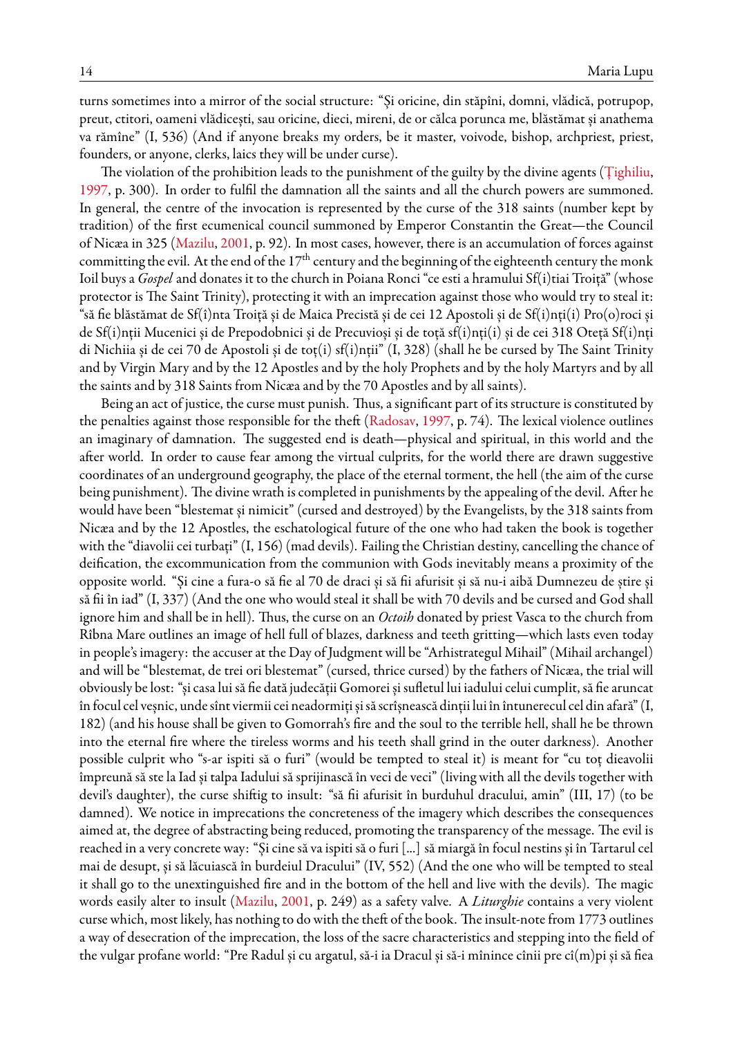turns sometimes into a mirror of the social structure: "Și oricine, din stăpîni, domni, vlădică, potrupop, preut, ctitori, oameni vlădicești, sau oricine, dieci, mireni, de or călca porunca me, blăstămat și anathema va rămîne" (I, 536) (And if anyone breaks my orders, be it master, voivode, bishop, archpriest, priest, founders, or anyone, clerks, laics they will be under curse).

The violation of the prohibition leads to the punishment of the guilty by the divine agents (Ţighiliu, 1997, p. 300). In order to fulfil the damnation all the saints and all the church powers are summoned. In general, the centre of the invocation is represented by the curse of the 318 saints (number kept by tradition) of the first ecumenical council summoned by Emperor Constantin the Great—the Council of Nicæa in 325 (Mazilu, 2001, p. 92). In most cases, however, there is an accumulation of forces against committing the evil. At the end of the 17th century and the beginning of the eighteenth century the monk Ioil buys a *Gospel* and donates it to the church in Poiana Ronci "ce esti a hramului Sf(i)tiai Troiță" (whose protector is The Saint Trinity), protecting it with an imprecation against those who would try to steal it: "să fie blăstămat de Sf(î)nta Troiță și de Maica Precistă și de cei 12 Apostoli și de Sf(i)nți(i) Pro(o)roci și de Sf(i)nții Mucenici și de Prepodobnici și de Precuvioși și de toță sf(i)nți(i) și de cei 318 Oteță Sf(i)nți di Nichiia și de cei 70 de Apostoli și de toț(i) sf(i)nții" (I, 328) (shall he be cursed by The Saint Trinity and by Virgin Mary and by the 12 Apostles and by the holy Prophets and by the holy Martyrs and by all the saints and by 318 Saints from Nicæa and by the 70 Apostles and by all saints).

Being an act of justice, the curse must punish. Thus, a significant part of its structure is constituted by the penalties against those responsible for the theft (Radosav, 1997, p. 74). The lexical violence outlines an imaginary of damnation. The suggested end is death—physical and spiritual, in this world and the after world. In order to cause fear among the virtual culprits, for the world there are drawn suggestive coordinates of an underground geography, the place of the eternal torment, the hell (the aim of the curse being punishment). The divine wrath is completed in punishments by the appealing of the devil. After he would have been "blestemat și nimicit" (cursed and destroyed) by the Evangelists, by the 318 saints from Nicæa and by the 12 Apostles, the eschatological future of the one who had taken the book is together with the "diavolii cei turbați" (I, 156) (mad devils). Failing the Christian destiny, cancelling the chance of deification, the excommunication from the communion with Gods inevitably means a proximity of the opposite world. "Și cine a fura-o să fie al 70 de draci și să fii afurisit și să nu-i aibă Dumnezeu de știre și să fii în iad" (I, 337) (And the one who would steal it shall be with 70 devils and be cursed and God shall ignore him and shall be in hell). Thus, the curse on an *Octoih* donated by priest Vasca to the church from Rîbna Mare outlines an image of hell full of blazes, darkness and teeth gritting—which lasts even today in people's imagery: the accuser at the Day of Judgment will be "Arhistrategul Mihail" (Mihail archangel) and will be "blestemat, de trei ori blestemat" (cursed, thrice cursed) by the fathers of Nicæa, the trial will obviously be lost: "și casa lui să fie dată judecății Gomorei și sufletul lui iadului celui cumplit, să fie aruncat în focul cel veșnic, unde sînt viermii cei neadormiți și să scrîșnească dinții lui în întunerecul cel din afară" (I, 182) (and his house shall be given to Gomorrah's fire and the soul to the terrible hell, shall he be thrown into the eternal fire where the tireless worms and his teeth shall grind in the outer darkness). Another possible culprit who "s-ar ispiti să o furi" (would be tempted to steal it) is meant for "cu toț dieavolii împreună să ste la Iad și talpa Iadului să sprijinască în veci de veci" (living with all the devils together with devil's daughter), the curse shiftig to insult: "să fii afurisit în burduhul dracului, amin" (III, 17) (to be damned). We notice in imprecations the concreteness of the imagery which describes the consequences aimed at, the degree of abstracting being reduced, promoting the transparency of the message. The evil is reached in a very concrete way: "Și cine să va ispiti să o furi [...] să miargă în focul nestins și în Tartarul cel mai de desupt, și să lăcuiască în burdeiul Dracului" (IV, 552) (And the one who will be tempted to steal it shall go to the unextinguished fire and in the bottom of the hell and live with the devils). The magic words easily alter to insult (Mazilu, 2001, p. 249) as a safety valve. A *Liturghie* contains a very violent curse which, most likely, has nothing to do with the theft of the book. The insult-note from 1773 outlines a way of desecration of the imprecation, the loss of the sacre characteristics and stepping into the field of the vulgar profane world: "Pre Radul și cu argatul, să-i ia Dracul și să-i mînince cînii pre cî(m)pi și să fiea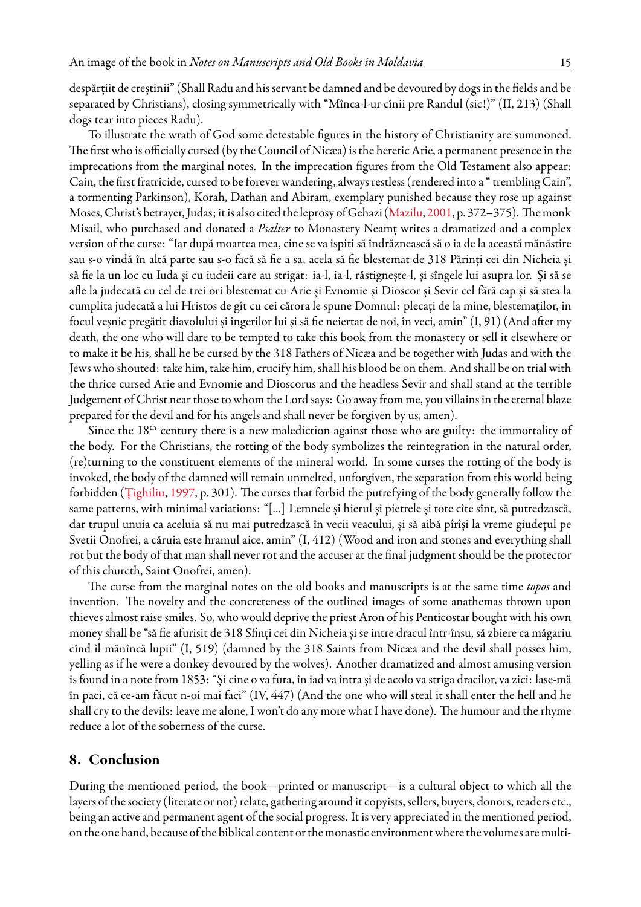despărțiit de creștinii" (Shall Radu and his servant be damned and be devoured by dogs in the fields and be separated by Christians), closing symmetrically with "Mînca-l-ur cînii pre Randul (sic!)" (II, 213) (Shall dogs tear into pieces Radu).

To illustrate the wrath of God some detestable figures in the history of Christianity are summoned. The first who is officially cursed (by the Council of Nicæa) is the heretic Arie, a permanent presence in the imprecations from the marginal notes. In the imprecation figures from the Old Testament also appear: Cain, the first fratricide, cursed to be forever wandering, always restless (rendered into a " trembling Cain", a tormenting Parkinson), Korah, Dathan and Abiram, exemplary punished because they rose up against Moses, Christ's betrayer, Judas; it is also cited the leprosy of Gehazi (Mazilu, 2001, p. 372–375). The monk Misail, who purchased and donated a *Psalter* to Monastery Neamț writes a dramatized and a complex version of the curse: "Iar după moartea mea, cine se va ispiti să îndrăznească să o ia de la această mănăstire sau s-o vîndă în altă parte sau s-o facă să fie a sa, acela să fie blestemat de 318 Părinți cei din Nicheia și să fie la un loc cu Iuda și cu iudeii care au strigat: ia-l, ia-l, răstignește-l, și sîngele lui asupra lor. Și să se afle la judecată cu cel de trei ori blestemat cu Arie și Evnomie și Dioscor și Sevir cel fără cap și să stea la cumplita judecată a lui Hristos de gît cu cei cărora le spune Domnul: plecați de la mine, blestemaților, în focul veșnic pregătit diavolului și îngerilor lui și să fie neiertat de noi, în veci, amin" (I, 91) (And after my death, the one who will dare to be tempted to take this book from the monastery or sell it elsewhere or to make it be his, shall he be cursed by the 318 Fathers of Nicæa and be together with Judas and with the Jews who shouted: take him, take him, crucify him, shall his blood be on them. And shall be on trial with the thrice cursed Arie and Evnomie and Dioscorus and the headless Sevir and shall stand at the terrible Judgement of Christ near those to whom the Lord says: Go away from me, you villains in the eternal blaze prepared for the devil and for his angels and shall never be forgiven by us, amen).

Since the 18th century there is a new malediction against those who are guilty: the immortality of the body. For the Christians, the rotting of the body symbolizes the reintegration in the natural order, (re)turning to the constituent elements of the mineral world. In some curses the rotting of the body is invoked, the body of the damned will remain unmelted, unforgiven, the separation from this world being forbidden (Țighiliu, 1997, p. 301). The curses that forbid the putrefying of the body generally follow the same patterns, with minimal variations: "[...] Lemnele și hierul și pietrele și tote cîte sînt, să putredzască, dar trupul unuia ca aceluia să nu mai putredzască în vecii veacului, și să aibă pîrîși la vreme giudețul pe Svetii Onofrei, a căruia este hramul aice, amin" (I, 412) (Wood and iron and stones and everything shall rot but the body of that man shall never rot and the accuser at the final judgment should be the protector of this churcth, Saint Onofrei, amen).

The curse from the marginal notes on the old books and manuscripts is at the same time *topos* and invention. The novelty and the concreteness of the outlined images of some anathemas thrown upon thieves almost raise smiles. So, who would deprive the priest Aron of his Penticostar bought with his own money shall be "să fie afurisit de 318 Sfinți cei din Nicheia și se intre dracul într-însu, să zbiere ca măgariu cînd îl mănîncă lupii" (I, 519) (damned by the 318 Saints from Nicæa and the devil shall posses him, yelling as if he were a donkey devoured by the wolves). Another dramatized and almost amusing version is found in a note from 1853: "Și cine o va fura, în iad va întra și de acolo va striga dracilor, va zici: lase-mă în paci, că ce-am făcut n-oi mai faci" (IV, 447) (And the one who will steal it shall enter the hell and he shall cry to the devils: leave me alone, I won't do any more what I have done). The humour and the rhyme reduce a lot of the soberness of the curse.

## 8. Conclusion

During the mentioned period, the book—printed or manuscript—is a cultural object to which all the layers of the society (literate or not) relate, gathering around it copyists, sellers, buyers, donors, readers etc., being an active and permanent agent of the social progress. It is very appreciated in the mentioned period, on the one hand, because of the biblical content or the monastic environment where the volumes are multi-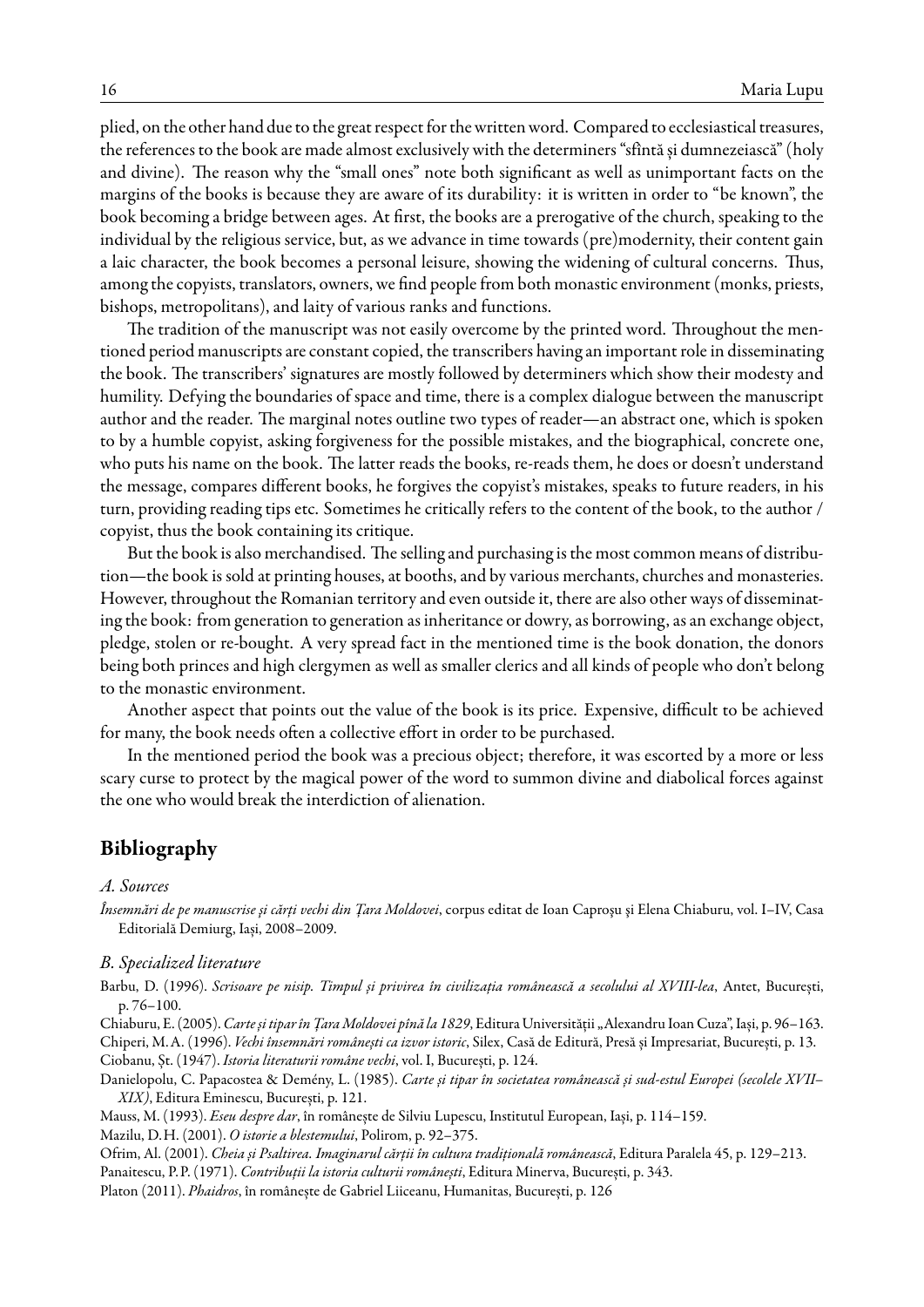plied, on the other hand due to the great respect for the written word. Compared to ecclesiastical treasures, the references to the book are made almost exclusively with the determiners "sfîntă și dumnezeiască" (holy and divine). The reason why the "small ones" note both significant as well as unimportant facts on the margins of the books is because they are aware of its durability: it is written in order to "be known", the book becoming a bridge between ages. At first, the books are a prerogative of the church, speaking to the individual by the religious service, but, as we advance in time towards (pre)modernity, their content gain a laic character, the book becomes a personal leisure, showing the widening of cultural concerns. Thus, among the copyists, translators, owners, we find people from both monastic environment (monks, priests, bishops, metropolitans), and laity of various ranks and functions.

The tradition of the manuscript was not easily overcome by the printed word. Throughout the mentioned period manuscripts are constant copied, the transcribers having an important role in disseminating the book. The transcribers' signatures are mostly followed by determiners which show their modesty and humility. Defying the boundaries of space and time, there is a complex dialogue between the manuscript author and the reader. The marginal notes outline two types of reader—an abstract one, which is spoken to by a humble copyist, asking forgiveness for the possible mistakes, and the biographical, concrete one, who puts his name on the book. The latter reads the books, re-reads them, he does or doesn't understand the message, compares different books, he forgives the copyist's mistakes, speaks to future readers, in his turn, providing reading tips etc. Sometimes he critically refers to the content of the book, to the author / copyist, thus the book containing its critique.

But the book is also merchandised. The selling and purchasing is the most common means of distribution—the book is sold at printing houses, at booths, and by various merchants, churches and monasteries. However, throughout the Romanian territory and even outside it, there are also other ways of disseminating the book: from generation to generation as inheritance or dowry, as borrowing, as an exchange object, pledge, stolen or re-bought. A very spread fact in the mentioned time is the book donation, the donors being both princes and high clergymen as well as smaller clerics and all kinds of people who don't belong to the monastic environment.

Another aspect that points out the value of the book is its price. Expensive, difficult to be achieved for many, the book needs often a collective effort in order to be purchased.

In the mentioned period the book was a precious object; therefore, it was escorted by a more or less scary curse to protect by the magical power of the word to summon divine and diabolical forces against the one who would break the interdiction of alienation.

## Bibliography

### *A. Sources*

*Însemnări de pe manuscrise și cărți vechi din Țara Moldovei*, corpus editat de Ioan Caproşu şi Elena Chiaburu, vol. I–IV, Casa Editorială Demiurg, Iași, 2008–2009.

### *B. Specialized literature*

Barbu, D. (1996). *Scrisoare pe nisip. Timpul și privirea în civilizația românească a secolului al XVIII-lea*, Antet, București, p. 76–100.

Chiaburu, E. (2005). *Carte și tipar în Țara Moldovei pînă la 1829*, Editura Universității „Alexandru Ioan Cuza", Iași, p. 96–163.

Chiperi, M. A. (1996). *Vechi însemnări românești ca izvor istoric*, Silex, Casă de Editură, Presă și Impresariat, București, p. 13.

Ciobanu, Șt. (1947). *Istoria literaturii române vechi*, vol. I, București, p. 124.

Danielopolu, C. Papacostea & Demény, L. (1985). *Carte și tipar în societatea românească și sud-estul Europei (secolele XVII–XIX)*, Editura Eminescu, București, p. 121.

Mauss, M. (1993). *Eseu despre dar*, în românește de Silviu Lupescu, Institutul European, Iași, p. 114–159.

Mazilu, D. H. (2001). *O istorie a blestemului*, Polirom, p. 92–375.

Ofrim, Al. (2001). *Cheia și Psaltirea. Imaginarul cărții în cultura tradițională românească*, Editura Paralela 45, p. 129–213.

Panaitescu, P. P. (1971). *Contribuții la istoria culturii românești*, Editura Minerva, București, p. 343.

Platon (2011). *Phaidros*, în românește de Gabriel Liiceanu, Humanitas, București, p. 126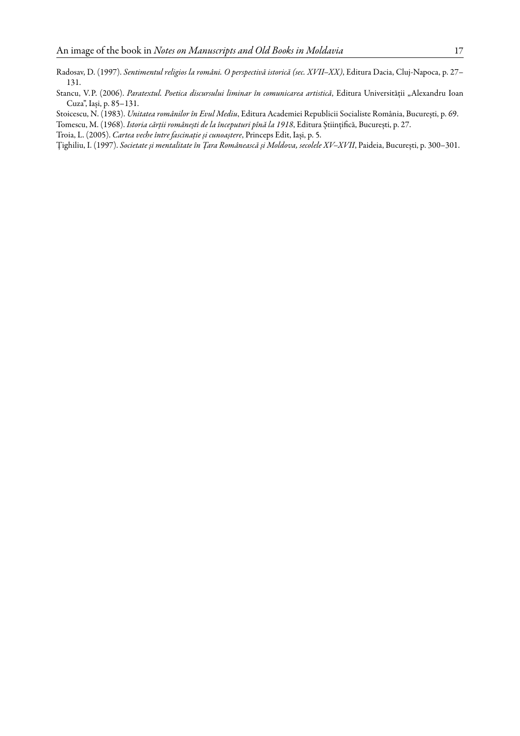Radosav, D. (1997). *Sentimentul religios la români. O perspectivă istorică (sec. XVII–XX)*, Editura Dacia, Cluj-Napoca, p. 27–131.

Stancu, V.P. (2006). *Paratextul. Poetica discursului liminar în comunicarea artistică*, Editura Universității „Alexandru Ioan Cuza", Iași, p. 85–131.

Stoicescu, N. (1983). *Unitatea românilor în Evul Mediu*, Editura Academiei Republicii Socialiste România, București, p. 69.

Tomescu, M. (1968). *Istoria cărții românești de la începuturi pînă la 1918*, Editura Științifică, București, p. 27.

Troia, L. (2005). *Cartea veche între fascinație și cunoaștere*, Princeps Edit, Iași, p. 5.

Țighiliu, I. (1997). *Societate și mentalitate în Țara Românească și Moldova, secolele XV–XVII*, Paideia, București, p. 300–301.